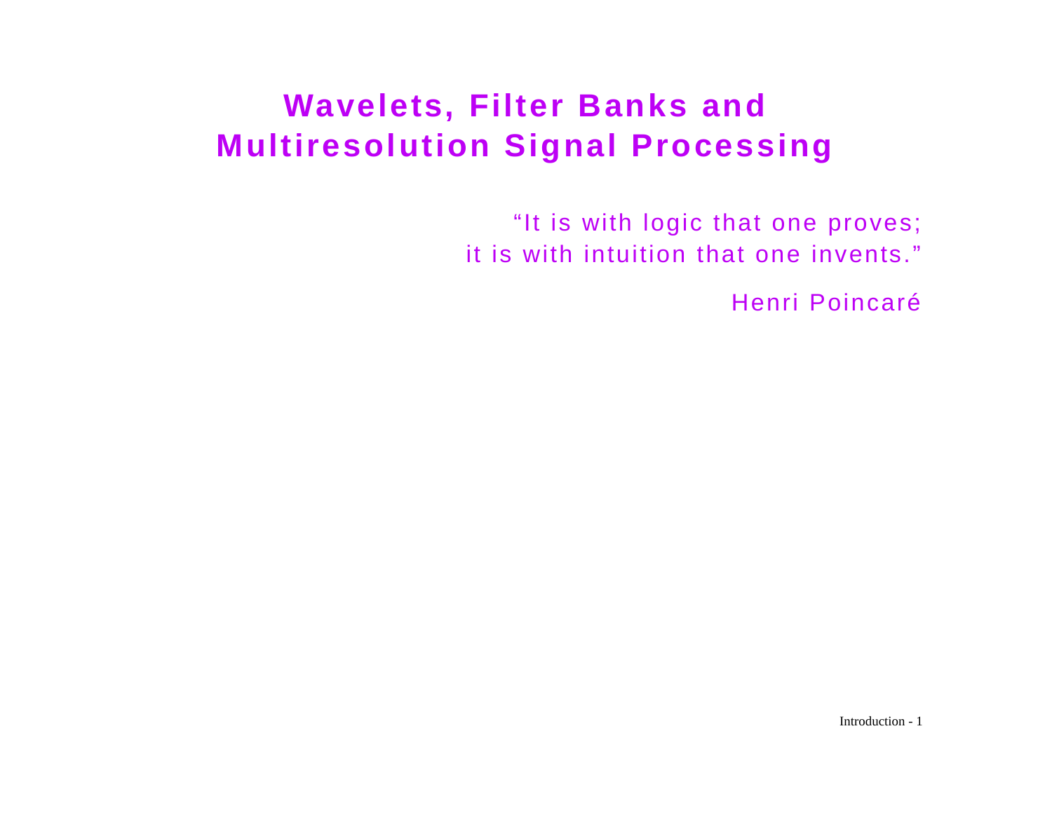# Wavelets, Filter Banks and Multiresolution Signal Processing

"It is with logic that one proves;
it is with intuition that one invents."

Henri Poincaré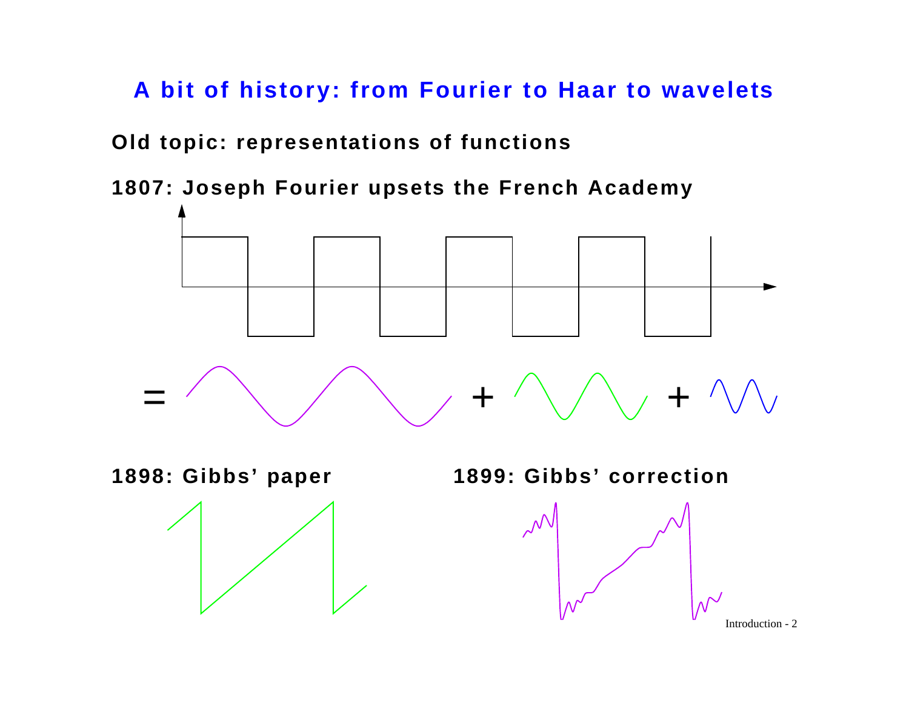# A bit of history: from Fourier to Haar to wavelets

**Old topic: representations of functions**

**1807: Joseph Fourier upsets the French Academy**

=  +  +

**1898: Gibbs' paper**

**1899: Gibbs' correction**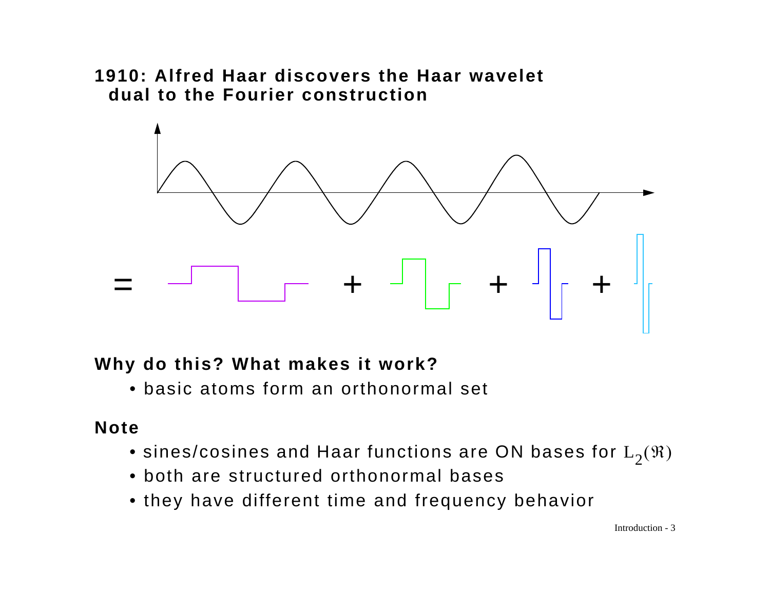# 1910: Alfred Haar discovers the Haar wavelet dual to the Fourier construction

## Why do this? What makes it work?

- basic atoms form an orthonormal set

## Note

- sines/cosines and Haar functions are ON bases for $L_2(\Re)$
- both are structured orthonormal bases
- they have different time and frequency behavior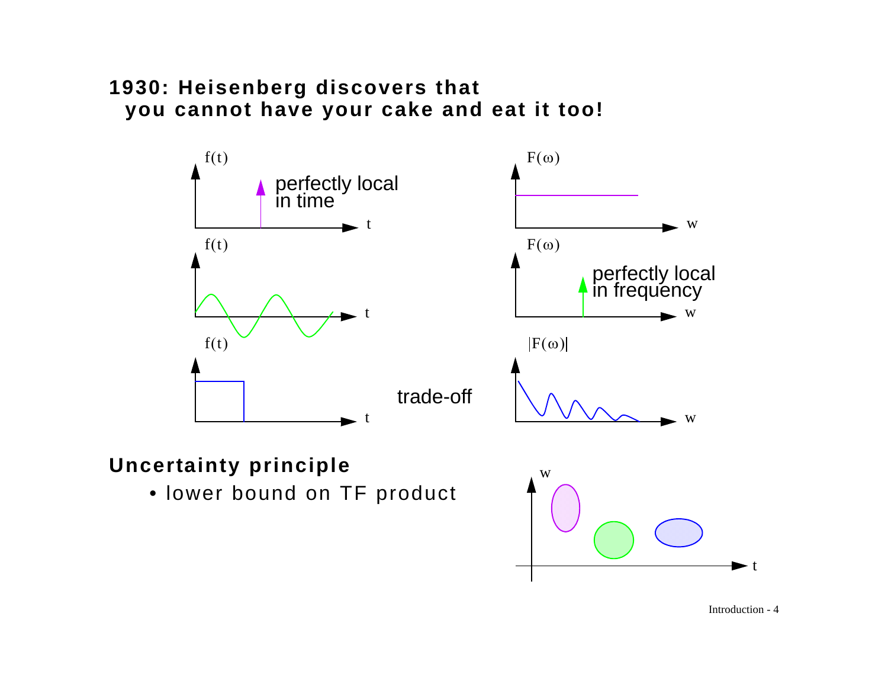# 1930: Heisenberg discovers that you cannot have your cake and eat it too!

$f(t)$ — perfectly local in time — $F(\omega)$

$f(t)$ — $F(\omega)$ — perfectly local in frequency

$f(t)$ — trade-off — $|F(\omega)|$

## Uncertainty principle

- lower bound on TF product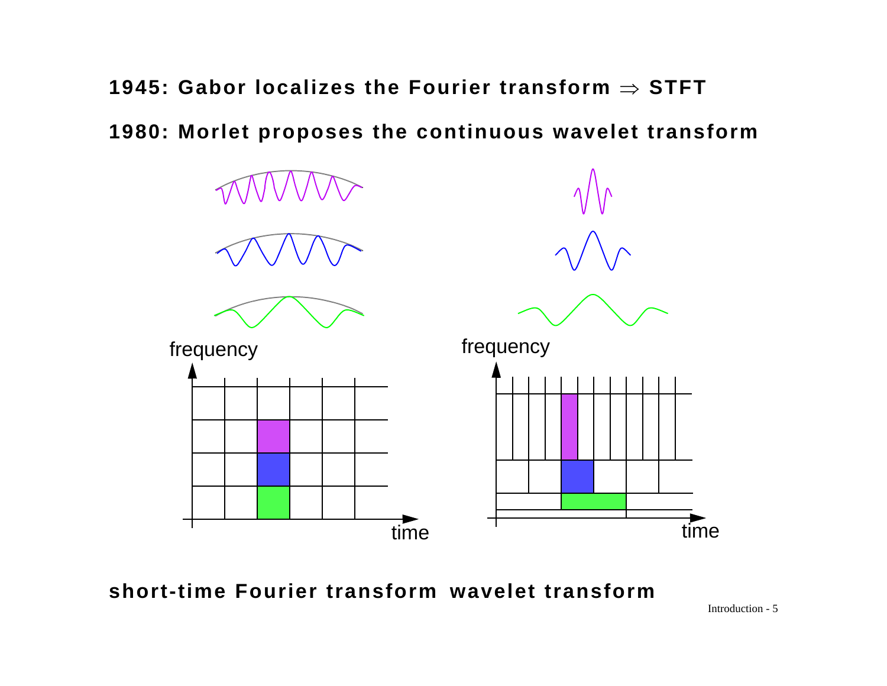**1945: Gabor localizes the Fourier transform $\Rightarrow$ STFT**

**1980: Morlet proposes the continuous wavelet transform**

frequency

time

frequency

time

**short-time Fourier transform wavelet transform**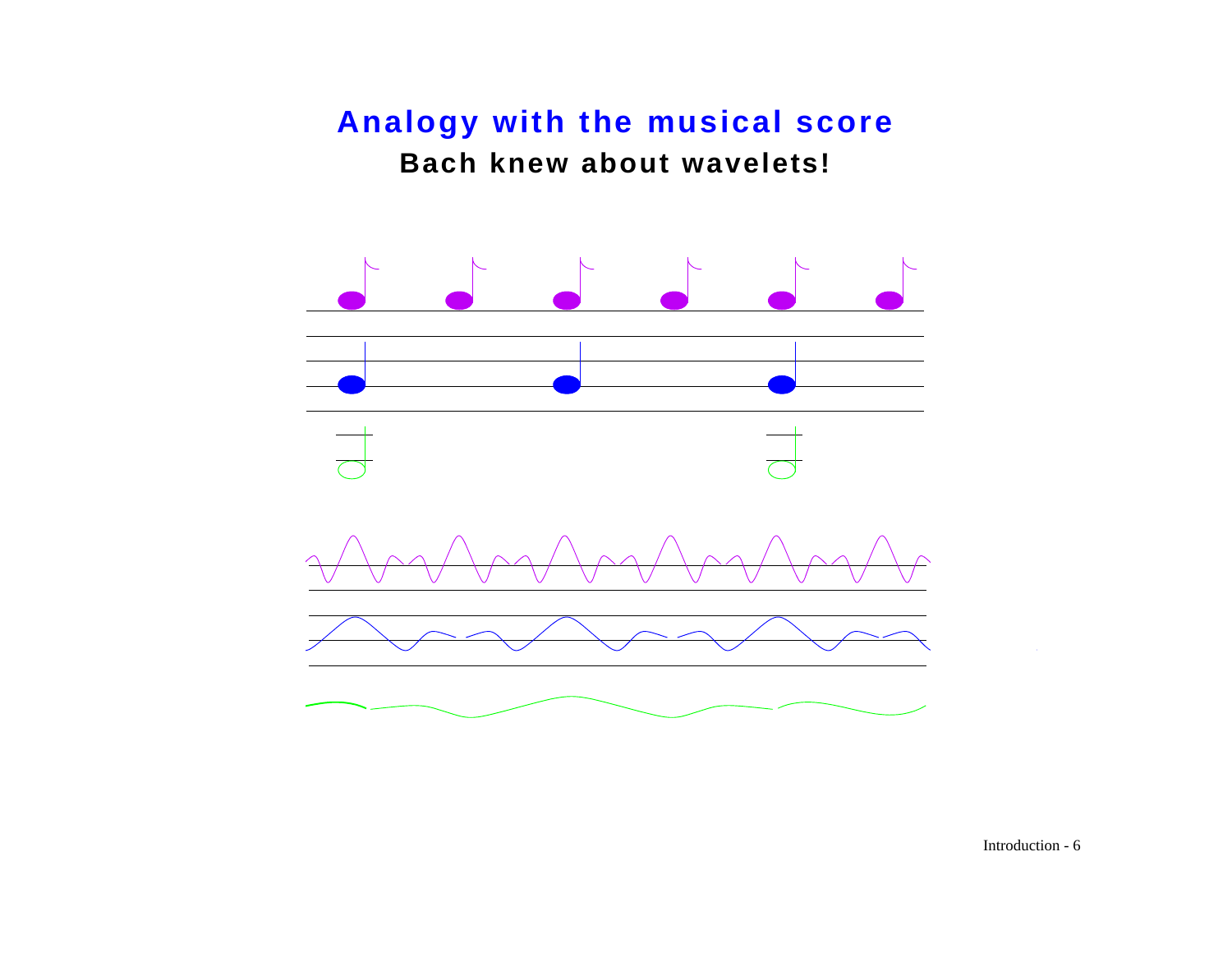# Analogy with the musical score

## Bach knew about wavelets!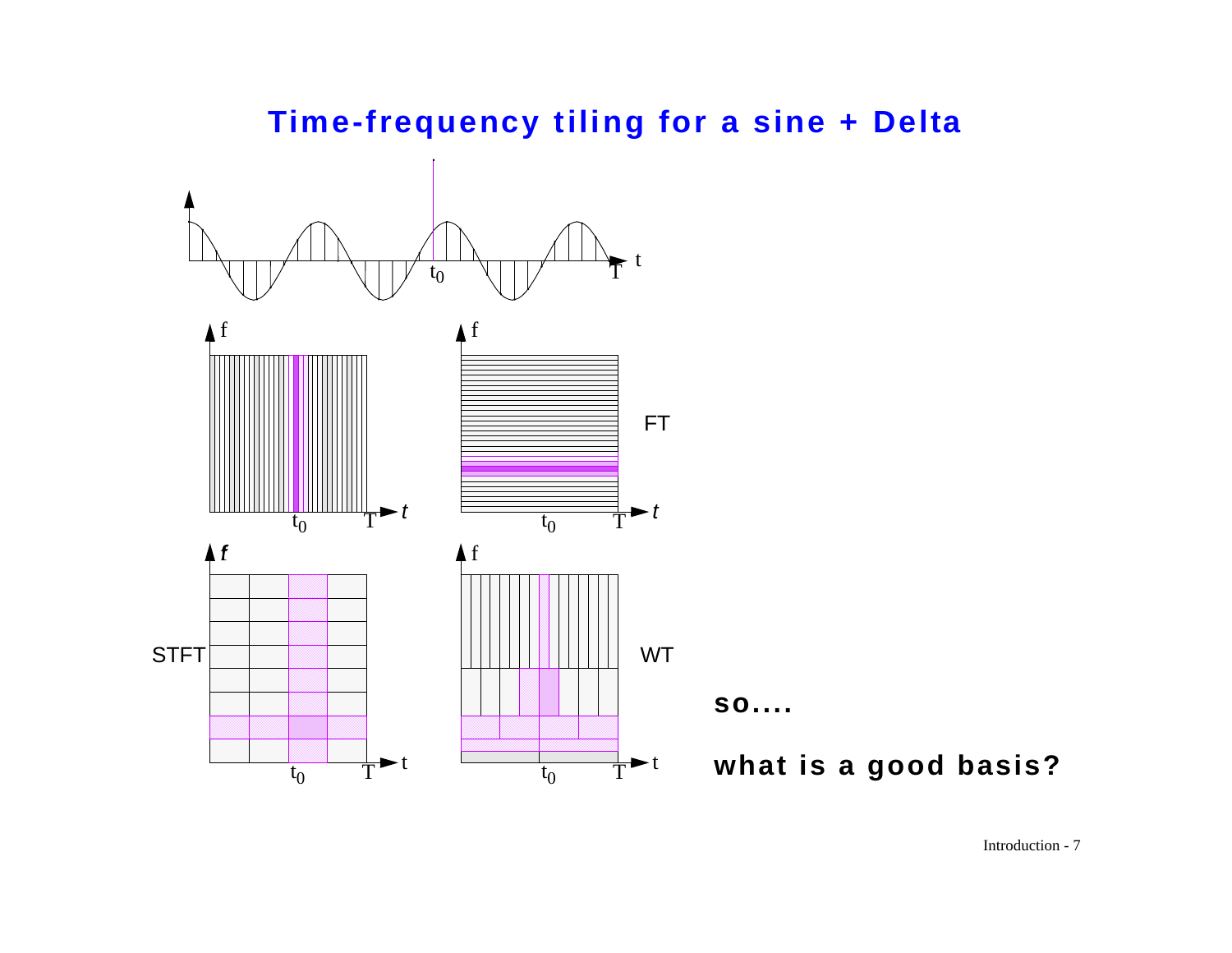## Time-frequency tiling for a sine + Delta

$t_0$ $T$ $t$

FT

STFT

WT

**so....**

**what is a good basis?**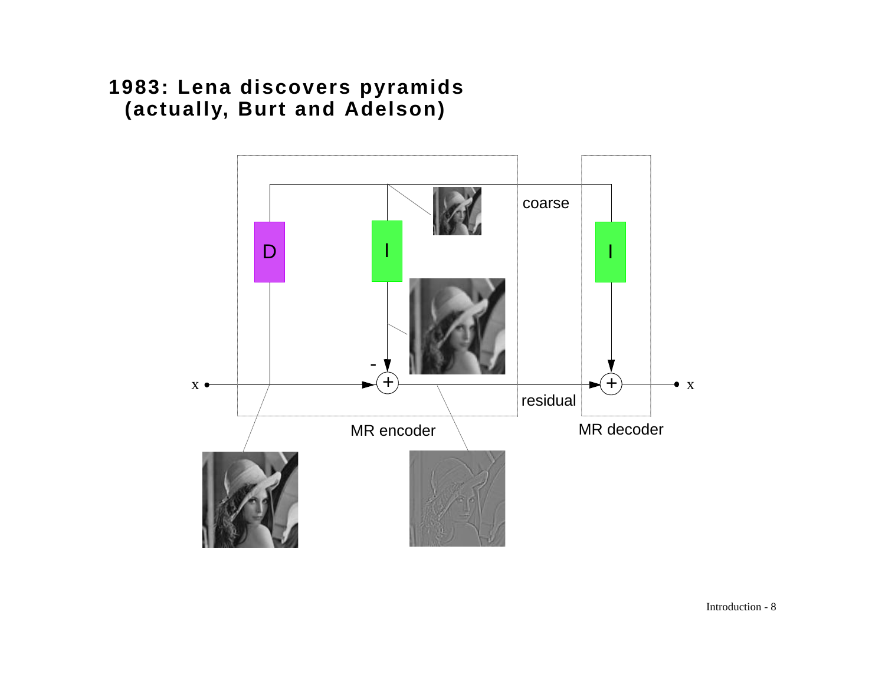# 1983: Lena discovers pyramids (actually, Burt and Adelson)

x — D — I — coarse — I — x

residual

MR encoder

MR decoder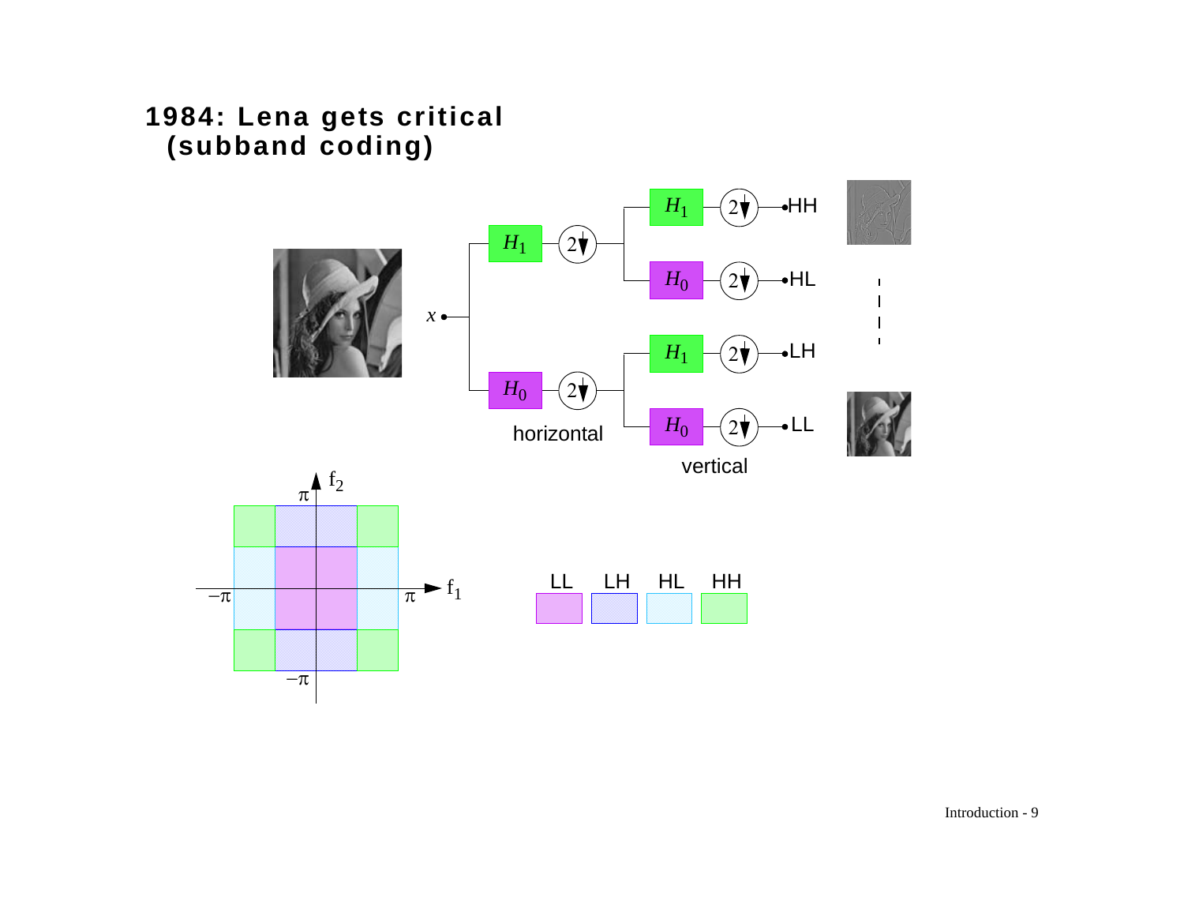# 1984: Lena gets critical (subband coding)

$x$

$H_1$ → $2\downarrow$ → $H_1$ → $2\downarrow$ → HH

$H_1$ → $2\downarrow$ → $H_0$ → $2\downarrow$ → HL

$H_0$ → $2\downarrow$ → $H_1$ → $2\downarrow$ → LH

$H_0$ → $2\downarrow$ → $H_0$ → $2\downarrow$ → LL

horizontal

vertical

$f_2$, $f_1$, $\pi$, $-\pi$

LL LH HL HH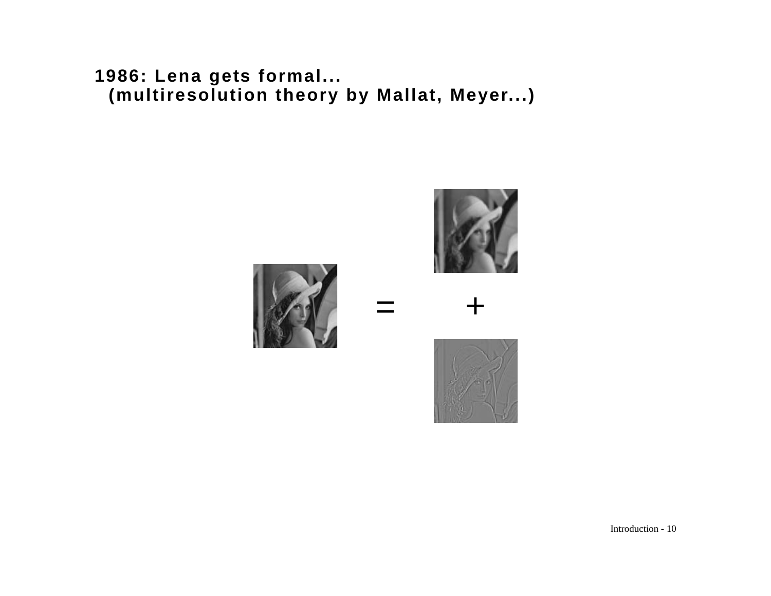**1986: Lena gets formal...**
**(multiresolution theory by Mallat, Meyer...)**

=

+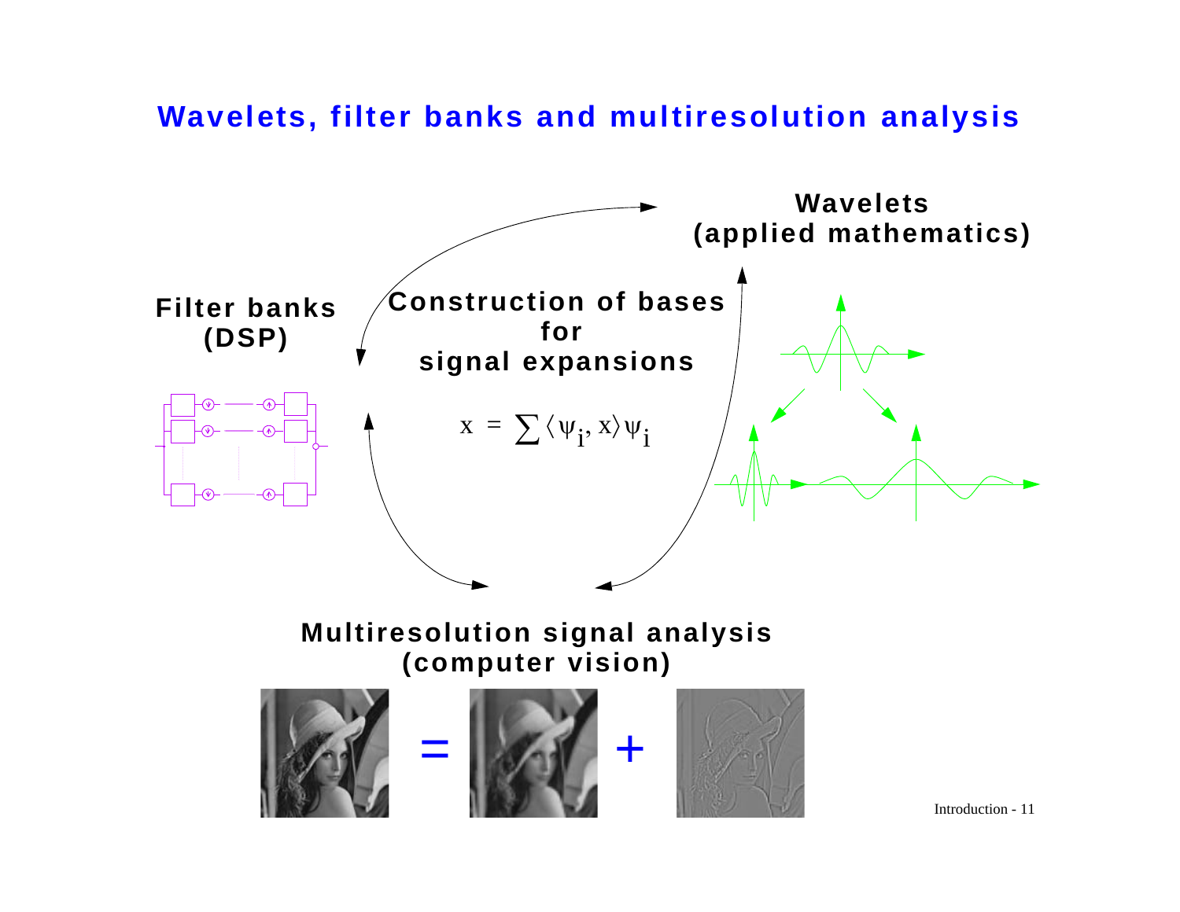# Wavelets, filter banks and multiresolution analysis

**Wavelets (applied mathematics)**

**Filter banks (DSP)**

**Construction of bases for signal expansions**

$$x = \sum \langle \psi_i, x \rangle \psi_i$$

**Multiresolution signal analysis (computer vision)**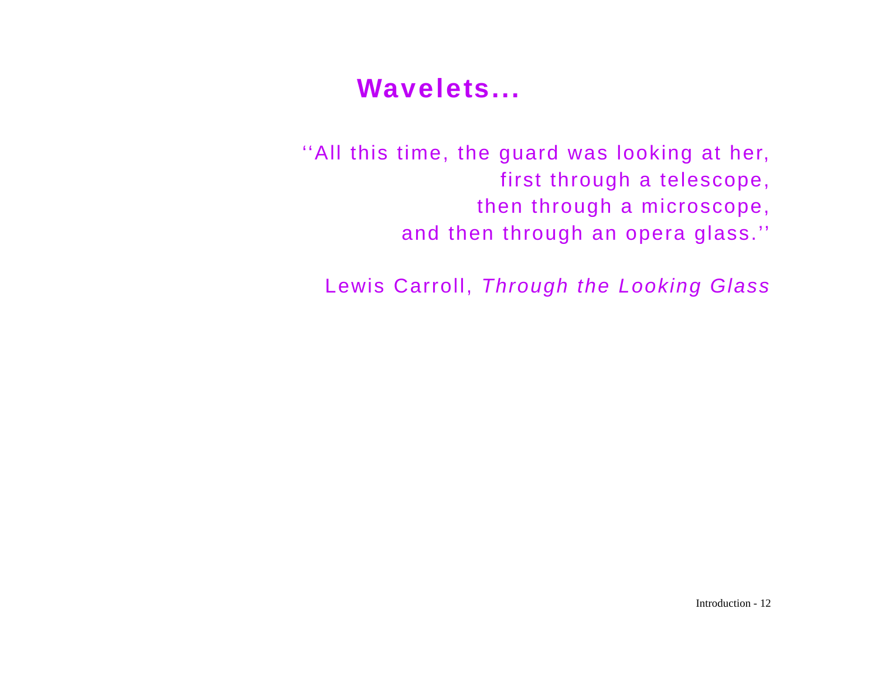# Wavelets...

''All this time, the guard was looking at her,
first through a telescope,
then through a microscope,
and then through an opera glass.''

Lewis Carroll, *Through the Looking Glass*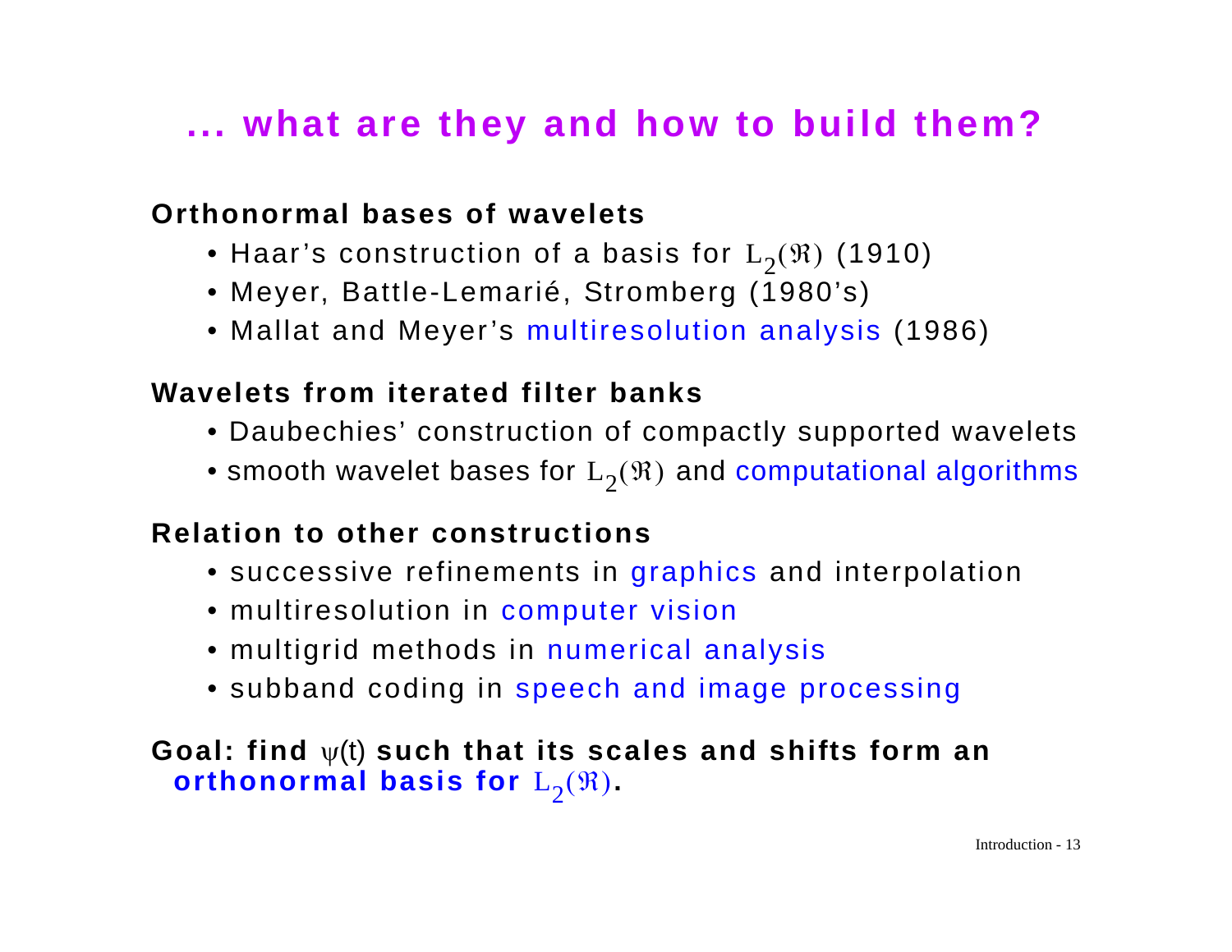# ... what are they and how to build them?

**Orthonormal bases of wavelets**

- Haar's construction of a basis for $L_2(\Re)$ (1910)
- Meyer, Battle-Lemarié, Stromberg (1980's)
- Mallat and Meyer's multiresolution analysis (1986)

**Wavelets from iterated filter banks**

- Daubechies' construction of compactly supported wavelets
- smooth wavelet bases for $L_2(\Re)$ and computational algorithms

**Relation to other constructions**

- successive refinements in graphics and interpolation
- multiresolution in computer vision
- multigrid methods in numerical analysis
- subband coding in speech and image processing

**Goal: find $\psi(t)$ such that its scales and shifts form an orthonormal basis for $L_2(\Re)$.**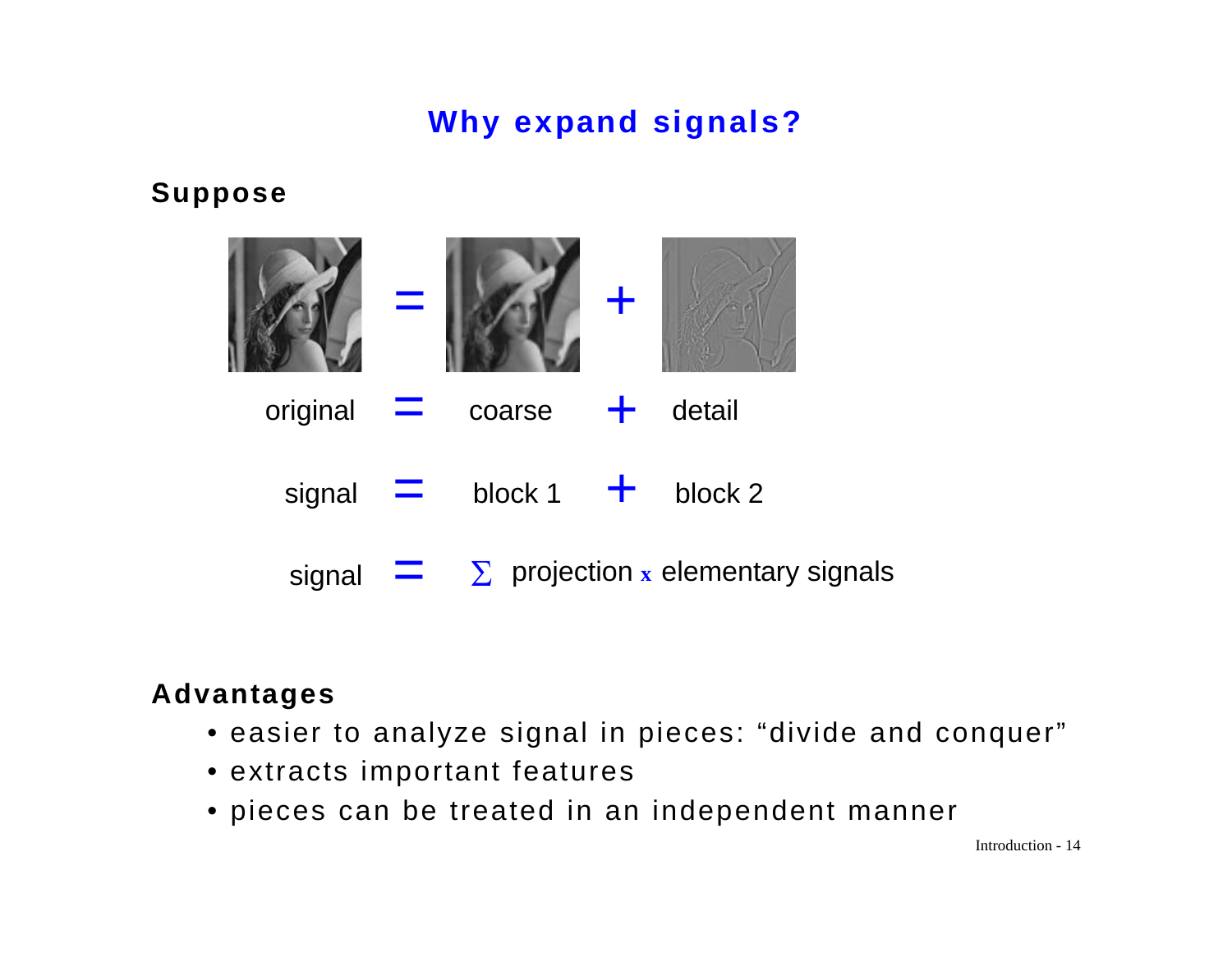# Why expand signals?

## Suppose

original = coarse + detail

signal = block 1 + block 2

signal = $\Sigma$ projection x elementary signals

## Advantages

- easier to analyze signal in pieces: "divide and conquer"
- extracts important features
- pieces can be treated in an independent manner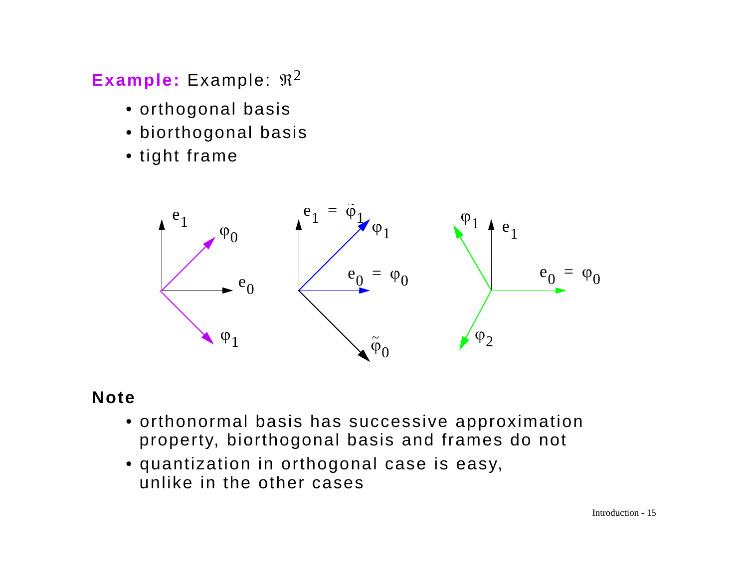**Example:** Example: $\Re^2$

- orthogonal basis
- biorthogonal basis
- tight frame

**Note**

- orthonormal basis has successive approximation property, biorthogonal basis and frames do not
- quantization in orthogonal case is easy, unlike in the other cases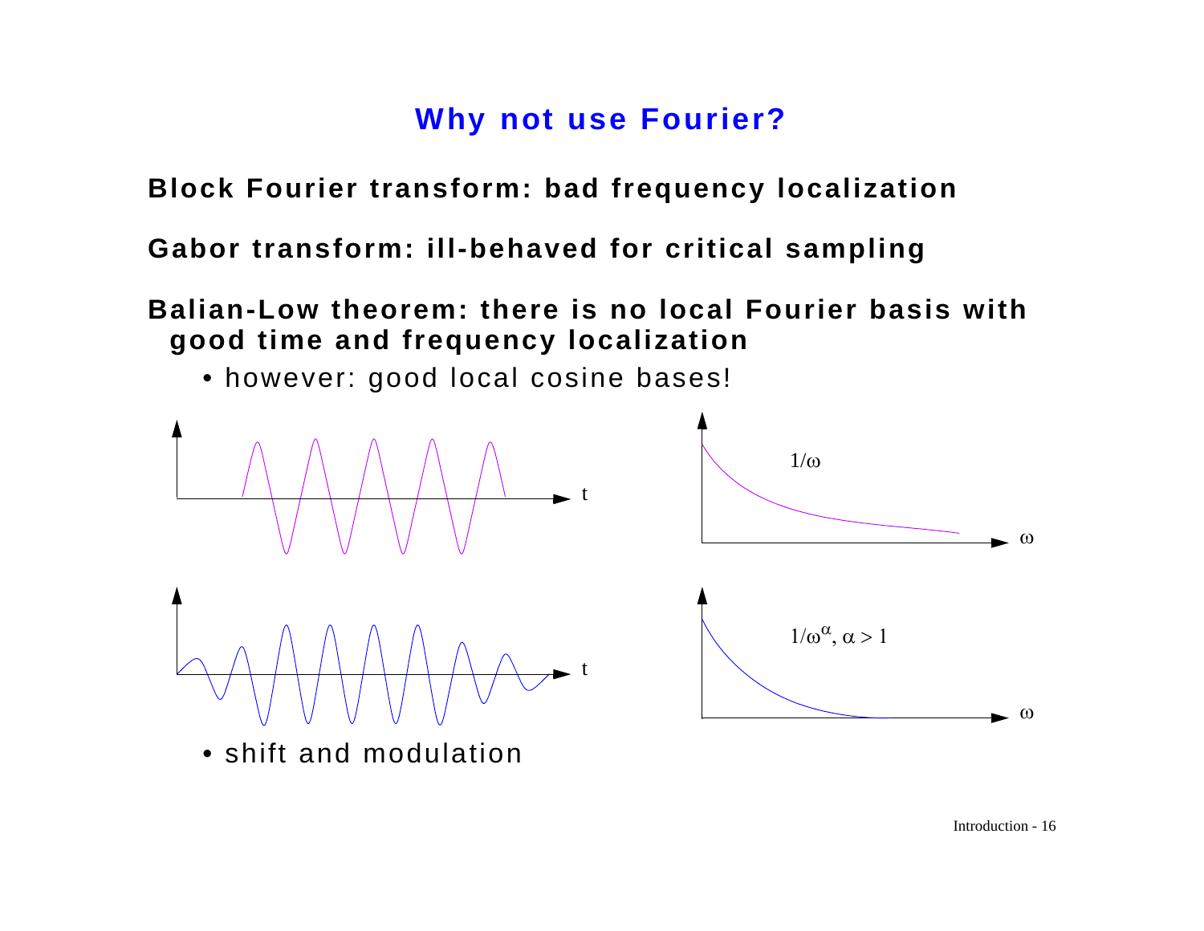# Why not use Fourier?

**Block Fourier transform: bad frequency localization**

**Gabor transform: ill-behaved for critical sampling**

**Balian-Low theorem: there is no local Fourier basis with good time and frequency localization**

- however: good local cosine bases!

t

$1/\omega$

$\omega$

t

$1/\omega^{\alpha}, \alpha > 1$

$\omega$

- shift and modulation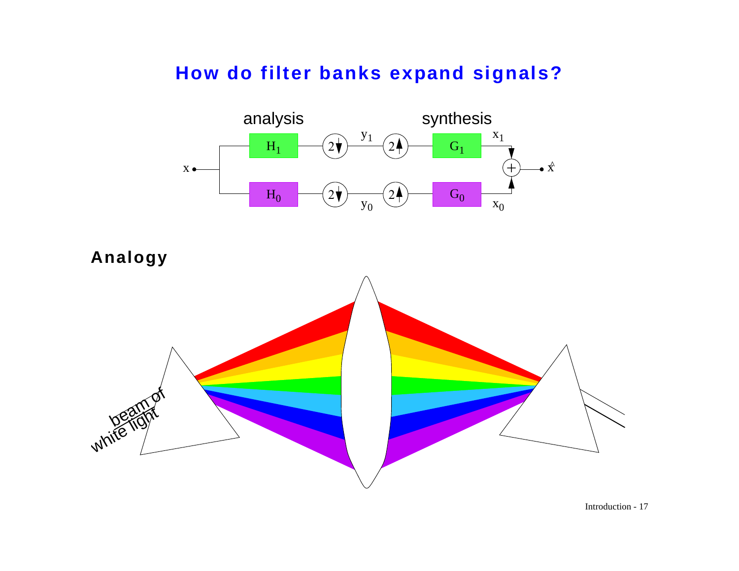# How do filter banks expand signals?

analysis

synthesis

$H_1$ → $2\downarrow$ → $y_1$ → $2\uparrow$ → $G_1$ → $x_1$

$H_0$ → $2\downarrow$ → $y_0$ → $2\uparrow$ → $G_0$ → $x_0$

$x$ → + → $\hat{x}$

**Analogy**

beam of white light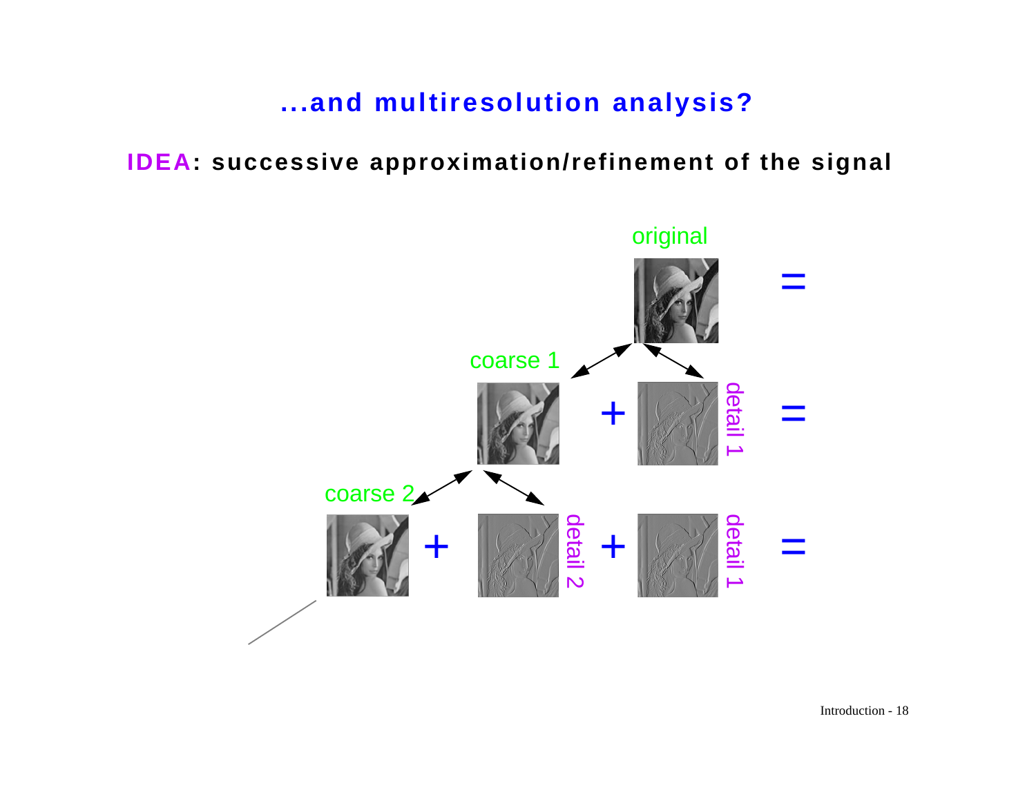# ...and multiresolution analysis?

**IDEA: successive approximation/refinement of the signal**

original =

coarse 1 + detail 1 =

coarse 2 + detail 2 + detail 1 =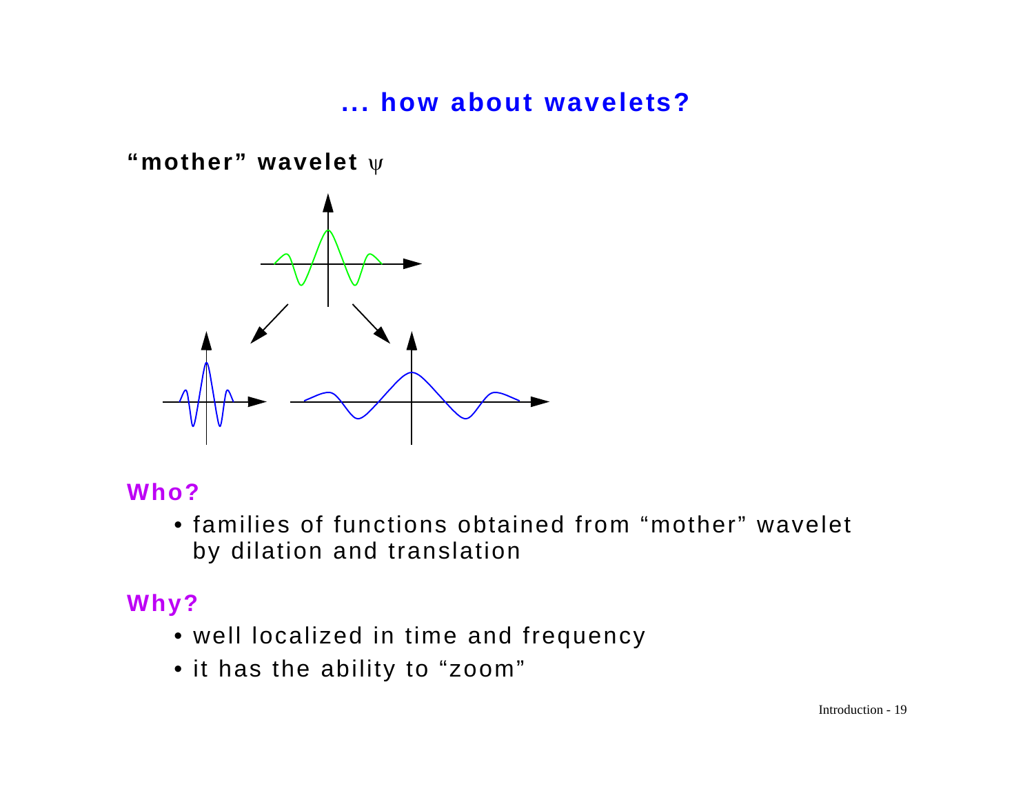# ... how about wavelets?

**"mother" wavelet $\psi$**

## Who?

- families of functions obtained from "mother" wavelet by dilation and translation

## Why?

- well localized in time and frequency
- it has the ability to "zoom"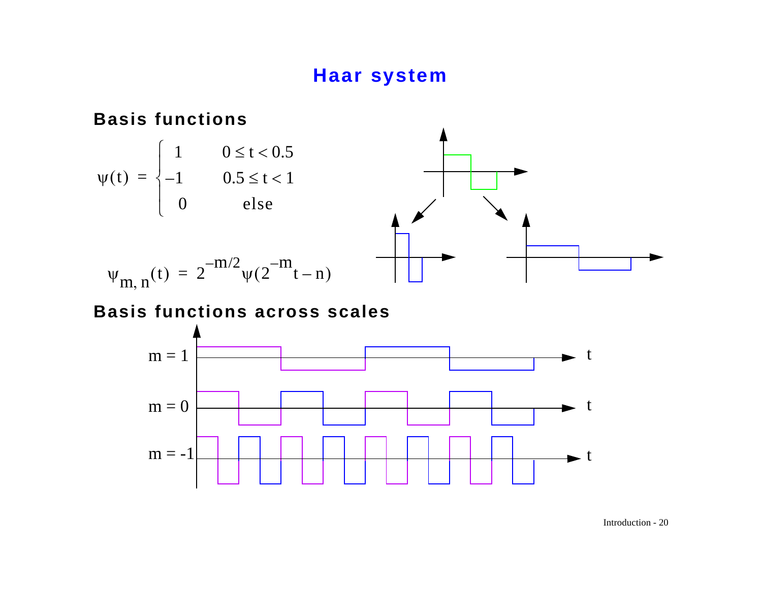# Haar system

## Basis functions

$$\psi(t) = \begin{cases} 1 & 0 \le t < 0.5 \\ -1 & 0.5 \le t < 1 \\ 0 & \text{else} \end{cases}$$

$$\psi_{m,n}(t) = 2^{-m/2}\psi(2^{-m}t - n)$$

## Basis functions across scales

m = 1

m = 0

m = -1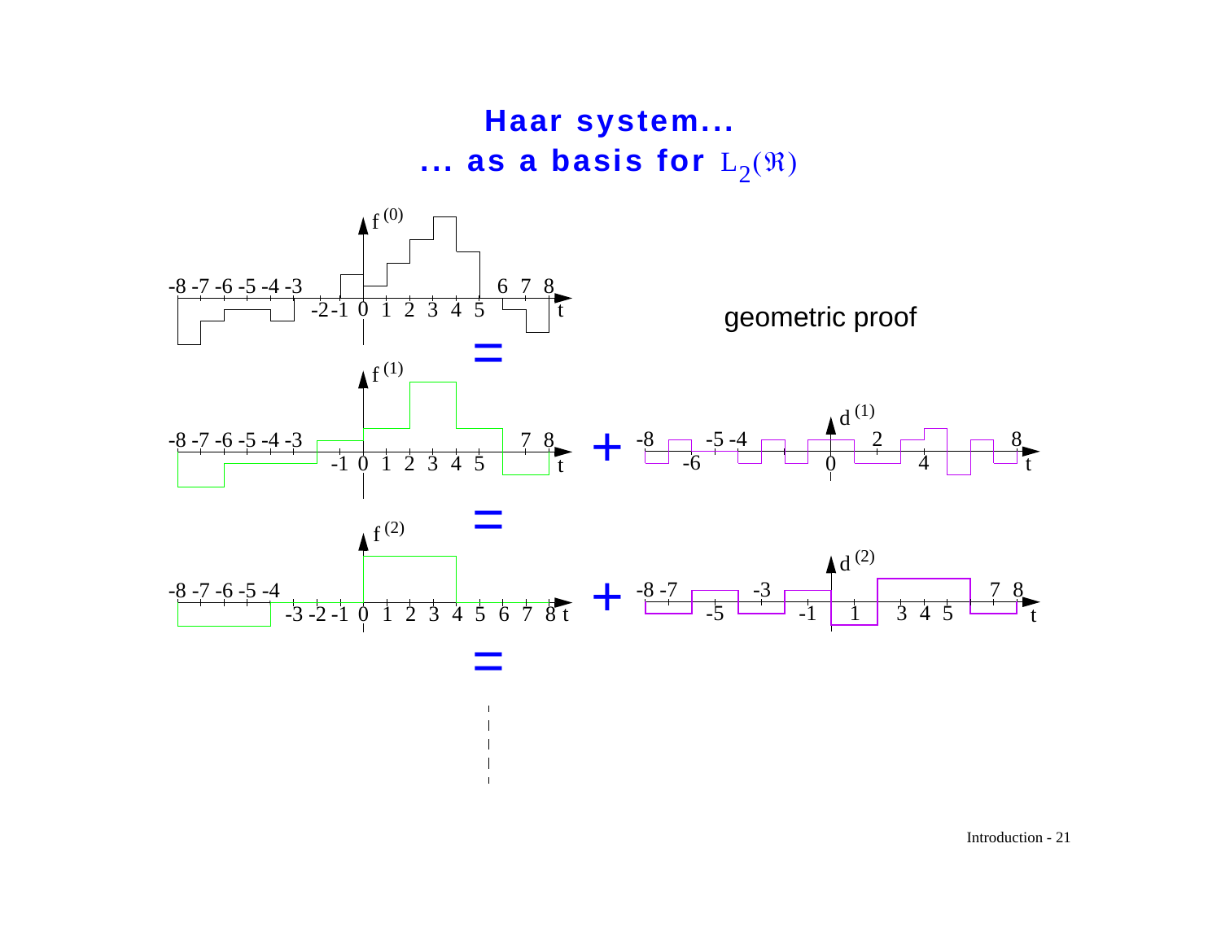# Haar system...

## ... as a basis for $L_2(\Re)$

geometric proof

$f^{(0)} = f^{(1)} + d^{(1)}$

$f^{(1)} = f^{(2)} + d^{(2)}$

$f^{(2)} = \ldots$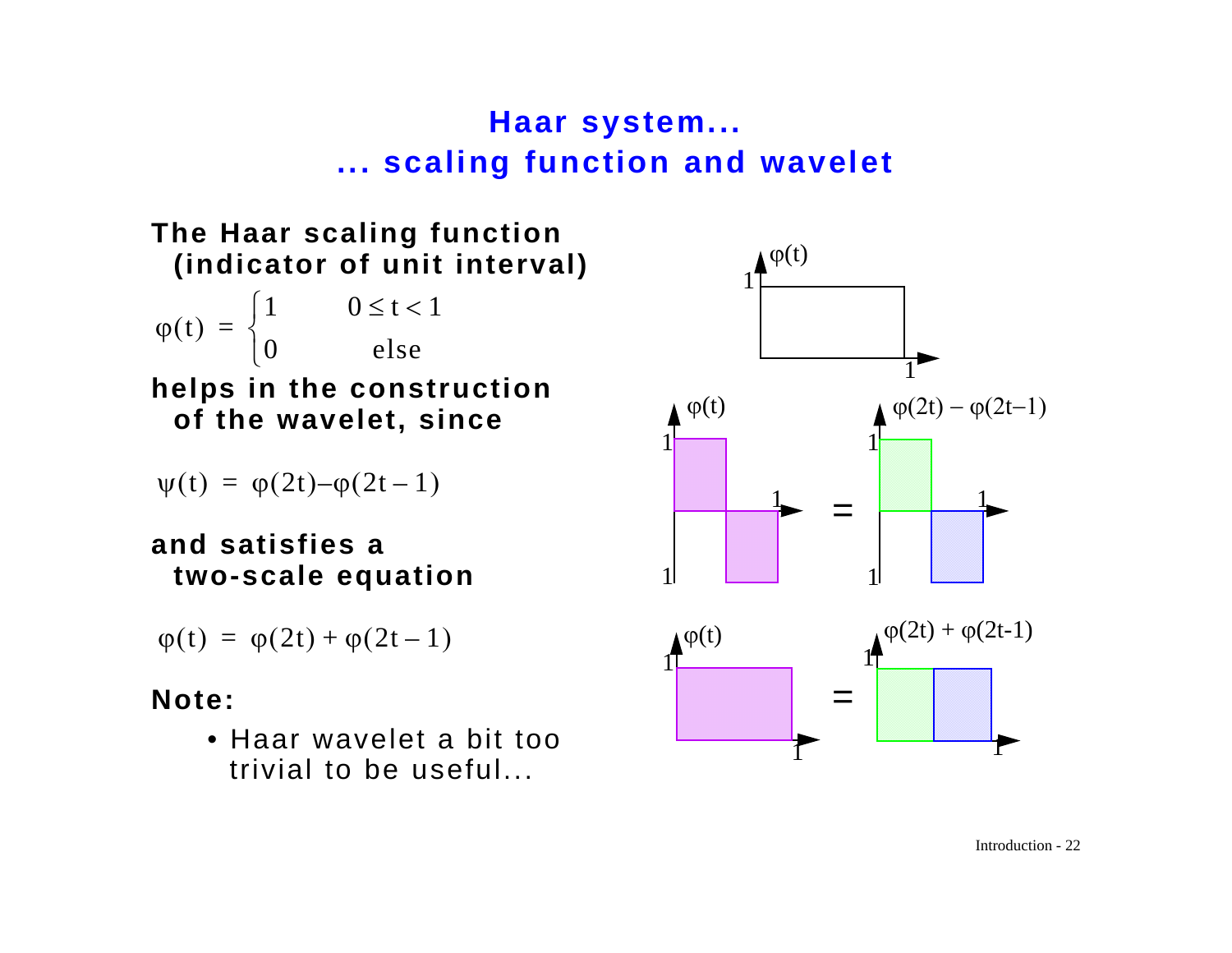# Haar system...
# ... scaling function and wavelet

**The Haar scaling function (indicator of unit interval)**

$$\varphi(t) = \begin{cases} 1 & 0 \le t < 1 \\ 0 & \text{else} \end{cases}$$

**helps in the construction of the wavelet, since**

$$\psi(t) = \varphi(2t) - \varphi(2t-1)$$

**and satisfies a two-scale equation**

$$\varphi(t) = \varphi(2t) + \varphi(2t-1)$$

**Note:**

- Haar wavelet a bit too trivial to be useful...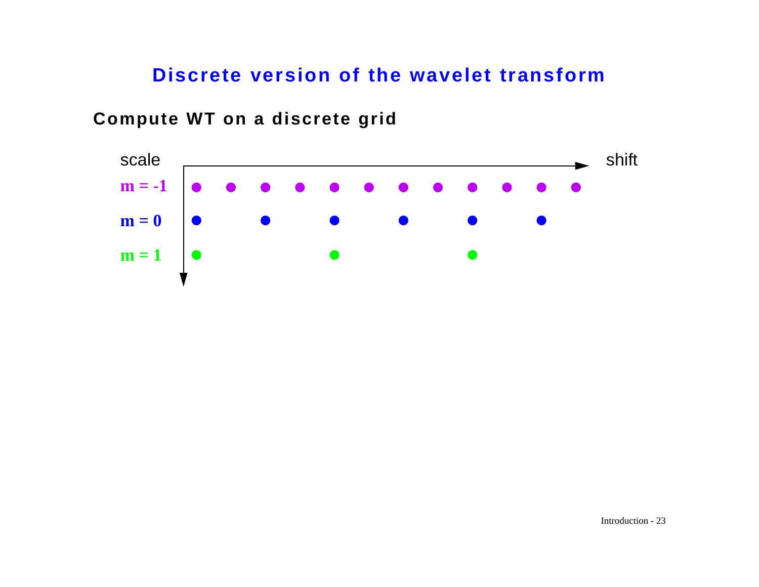# Discrete version of the wavelet transform

## Compute WT on a discrete grid

scale

shift

m = -1

m = 0

m = 1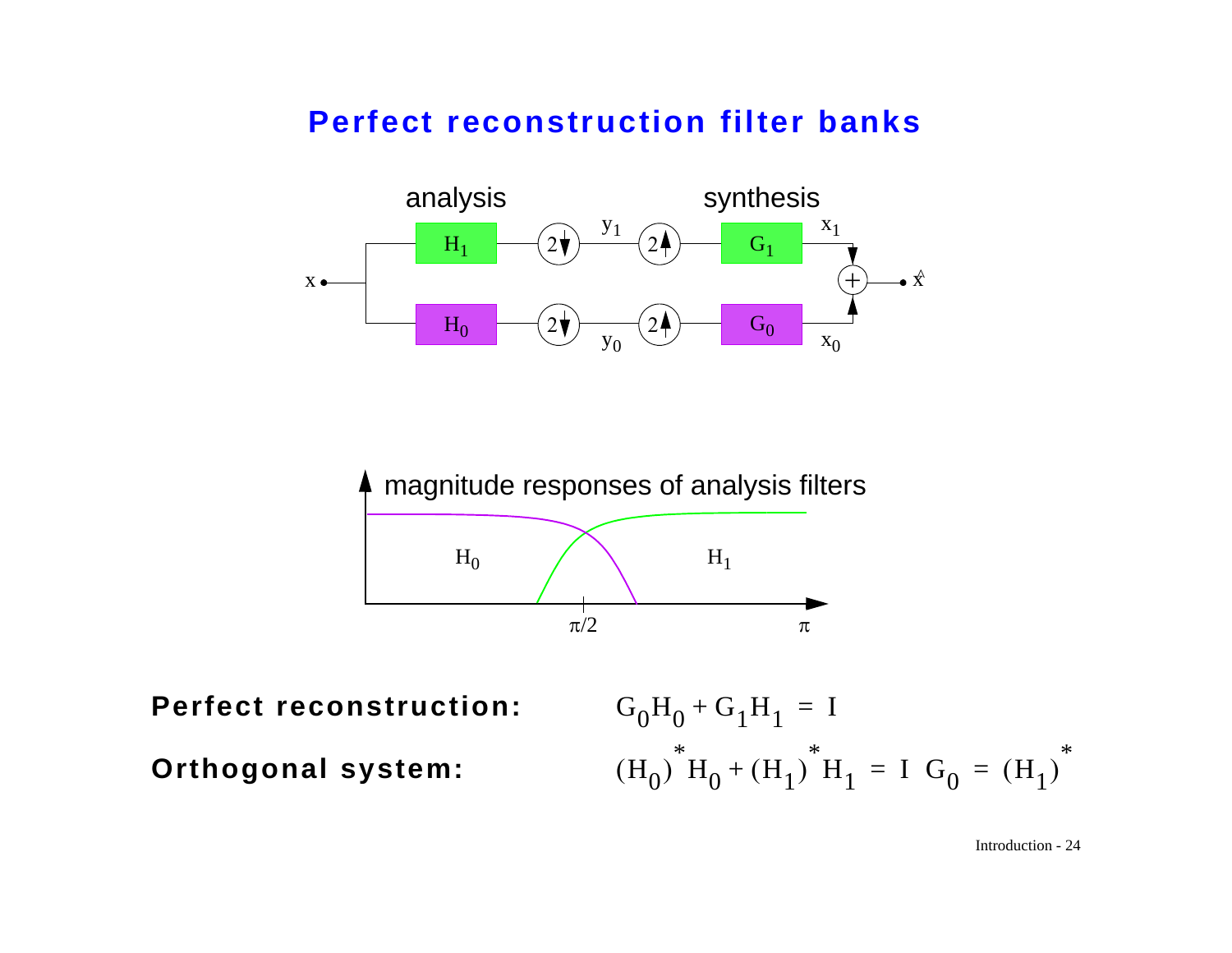# Perfect reconstruction filter banks

analysis

synthesis

$x$ → $H_1$ → $2\downarrow$ → $y_1$ → $2\uparrow$ → $G_1$ → $x_1$

$x$ → $H_0$ → $2\downarrow$ → $y_0$ → $2\uparrow$ → $G_0$ → $x_0$

$x_1 + x_0$ → $\hat{x}$

magnitude responses of analysis filters

$H_0$ $H_1$

$\pi/2$ $\pi$

**Perfect reconstruction:** $G_0 H_0 + G_1 H_1 = I$

**Orthogonal system:** $(H_0)^* H_0 + (H_1)^* H_1 = I \quad G_0 = (H_1)^*$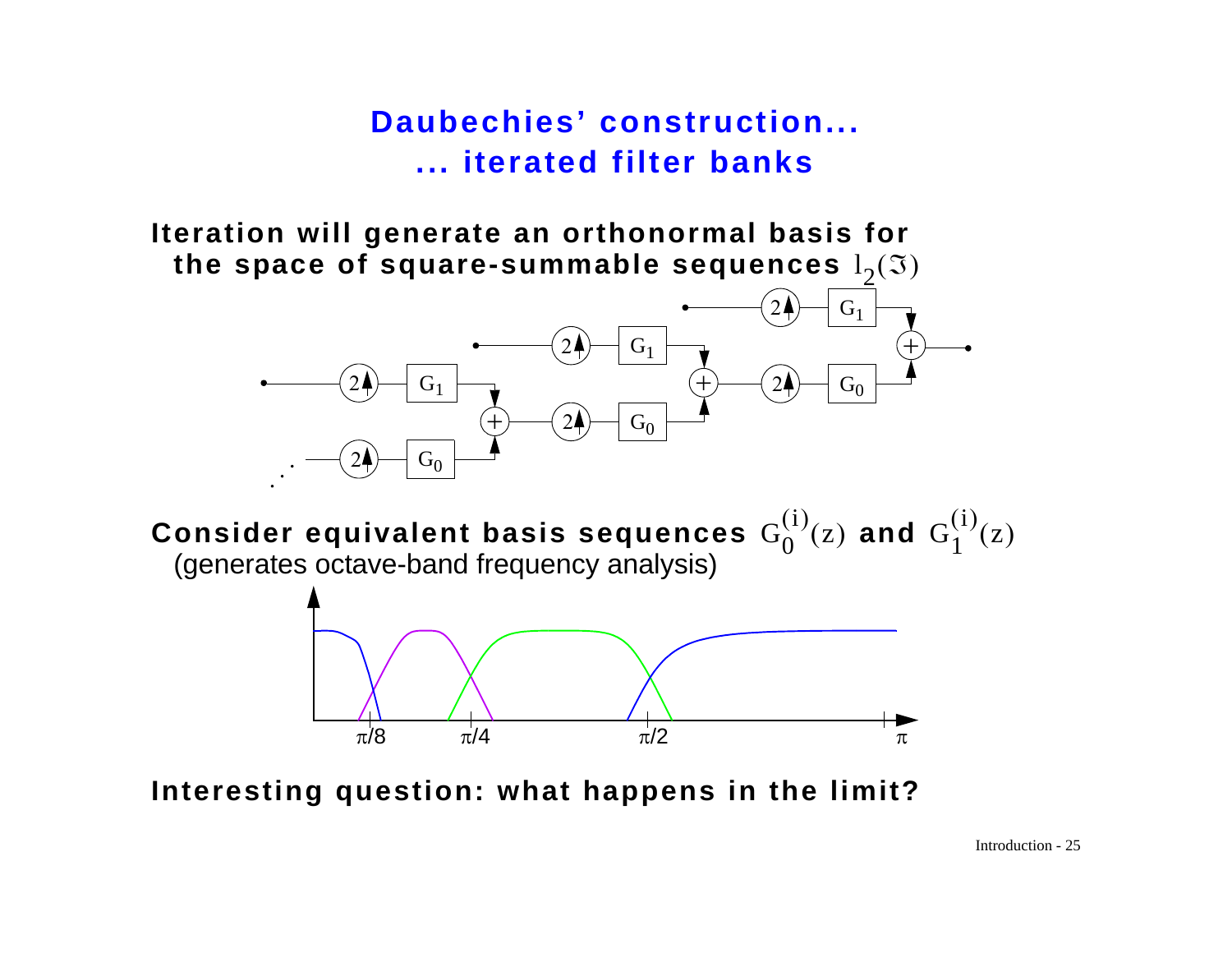# Daubechies' construction...
# ... iterated filter banks

**Iteration will generate an orthonormal basis for the space of square-summable sequences** $l_2(\mathfrak{I})$

**Consider equivalent basis sequences** $G_0^{(i)}(z)$ **and** $G_1^{(i)}(z)$
(generates octave-band frequency analysis)

**Interesting question: what happens in the limit?**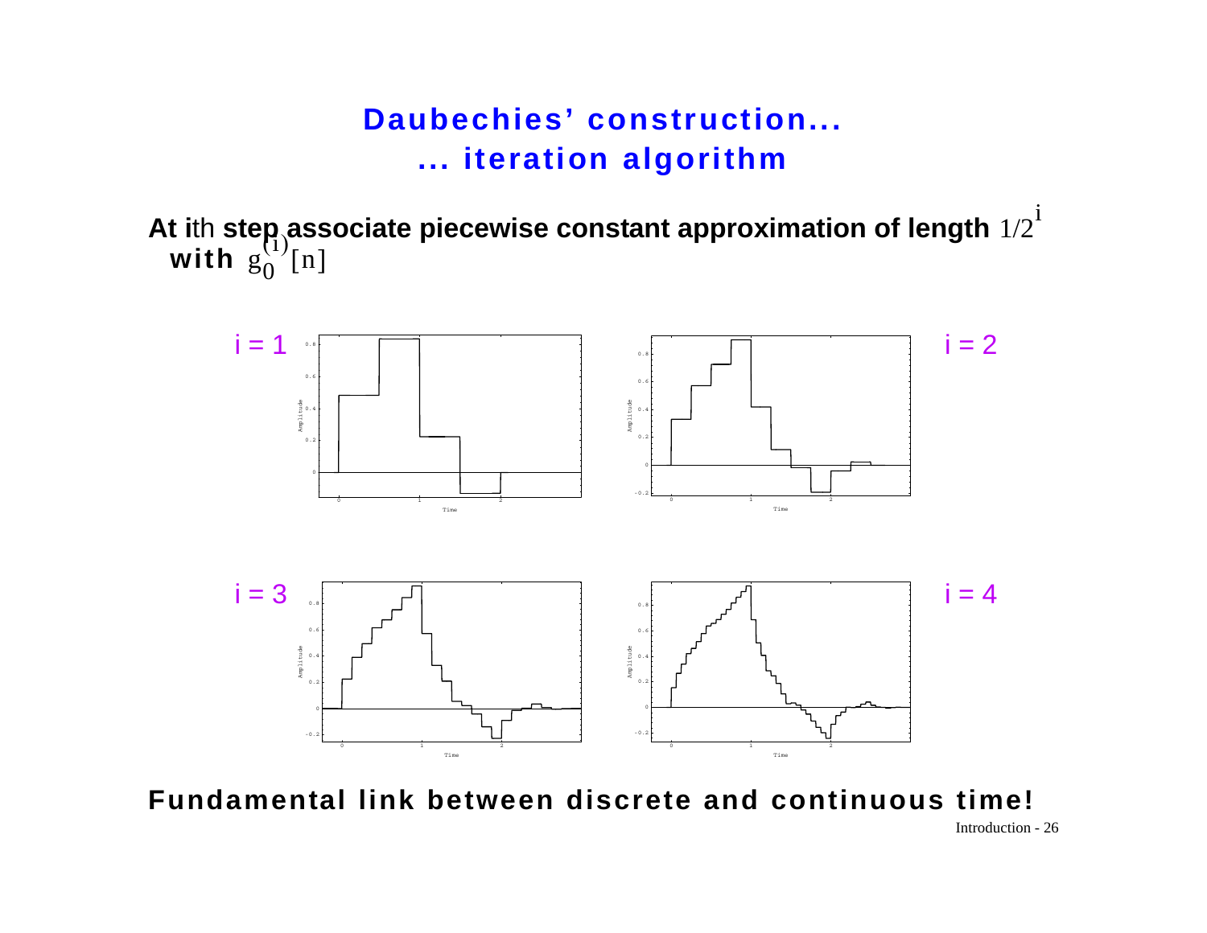# Daubechies' construction...
# ... iteration algorithm

**At ith step associate piecewise constant approximation of length $1/2^i$ with $g_0^{(i)}[n]$**

i = 1

i = 2

i = 3

i = 4

**Fundamental link between discrete and continuous time!**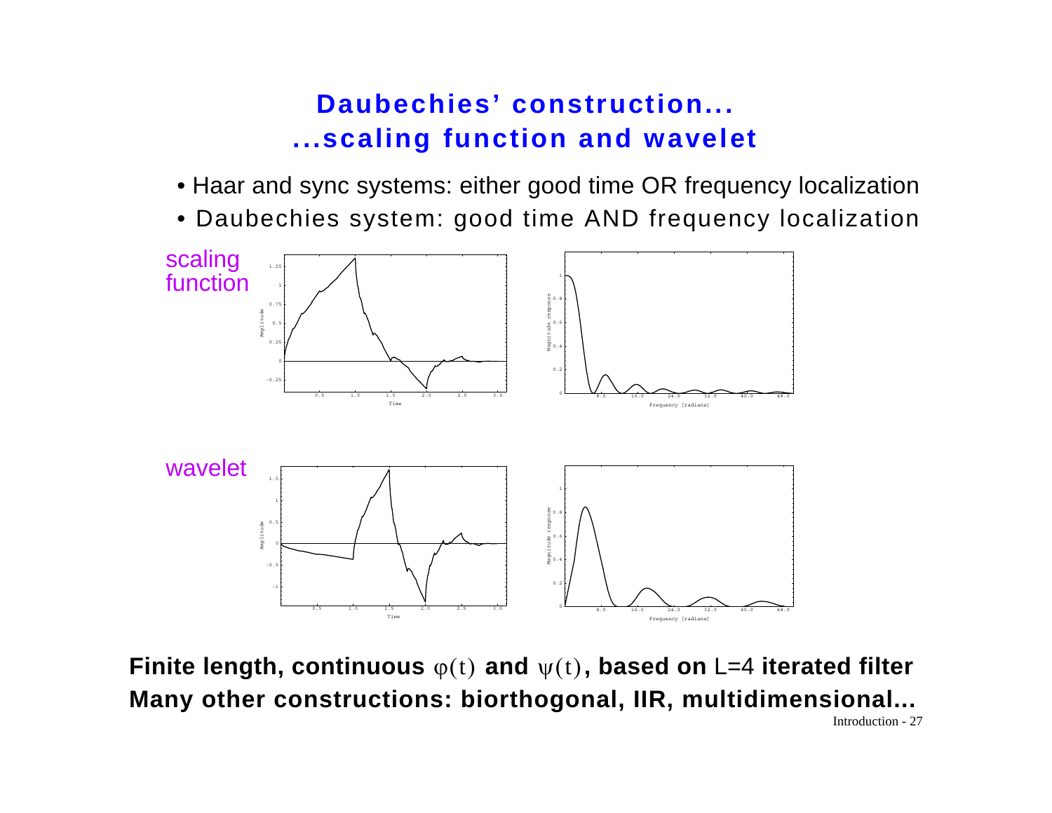# Daubechies' construction...
# ...scaling function and wavelet

- Haar and sync systems: either good time OR frequency localization
- Daubechies system: good time AND frequency localization

scaling function

wavelet

**Finite length, continuous $\varphi(t)$ and $\psi(t)$, based on $L=4$ iterated filter**

**Many other constructions: biorthogonal, IIR, multidimensional...**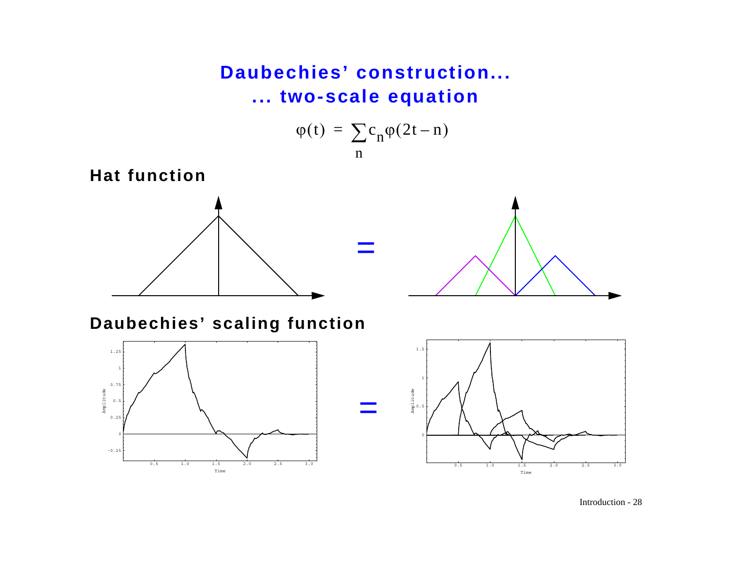# Daubechies' construction...
# ... two-scale equation

$$\varphi(t) = \sum_n c_n \varphi(2t - n)$$

**Hat function**

**Daubechies' scaling function**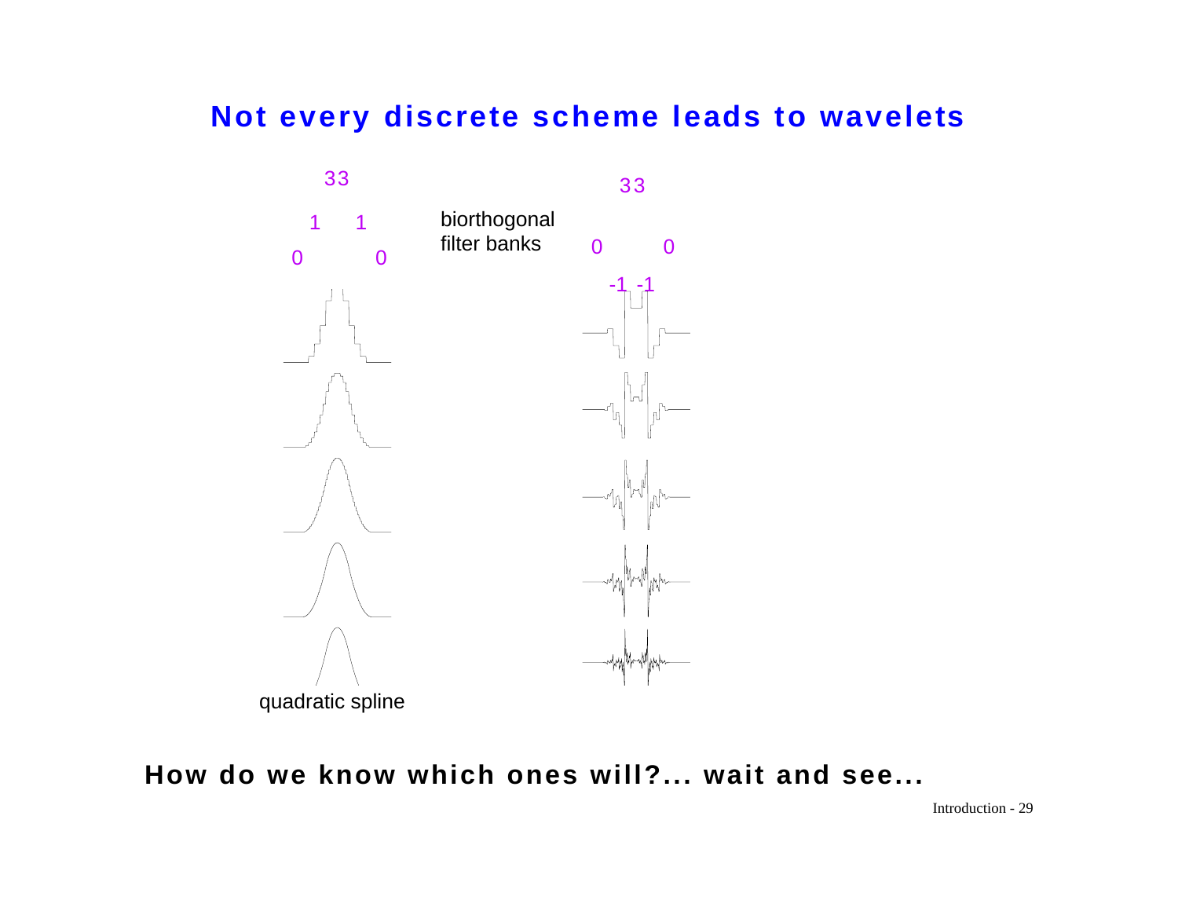# Not every discrete scheme leads to wavelets

33

1 1

0 0

quadratic spline

biorthogonal filter banks

33

0 0

-1 -1

**How do we know which ones will?... wait and see...**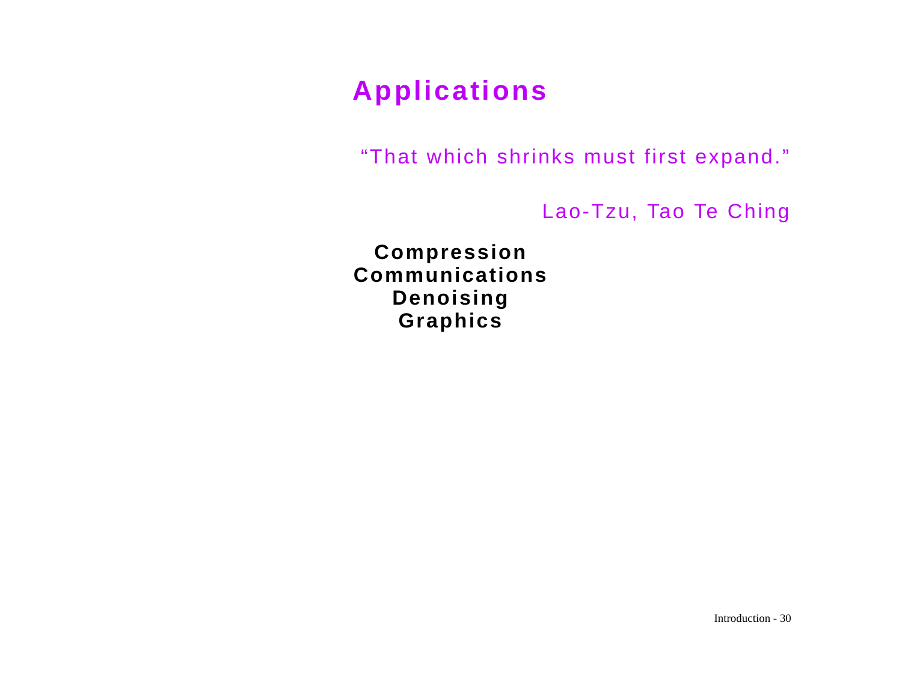# Applications

"That which shrinks must first expand."

Lao-Tzu, Tao Te Ching

**Compression**
**Communications**
**Denoising**
**Graphics**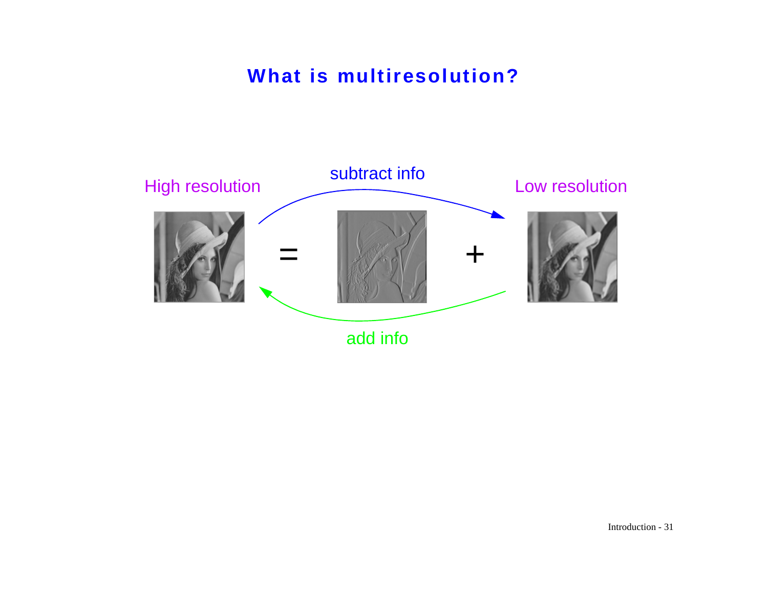## What is multiresolution?

High resolution = [detail] + Low resolution

subtract info

add info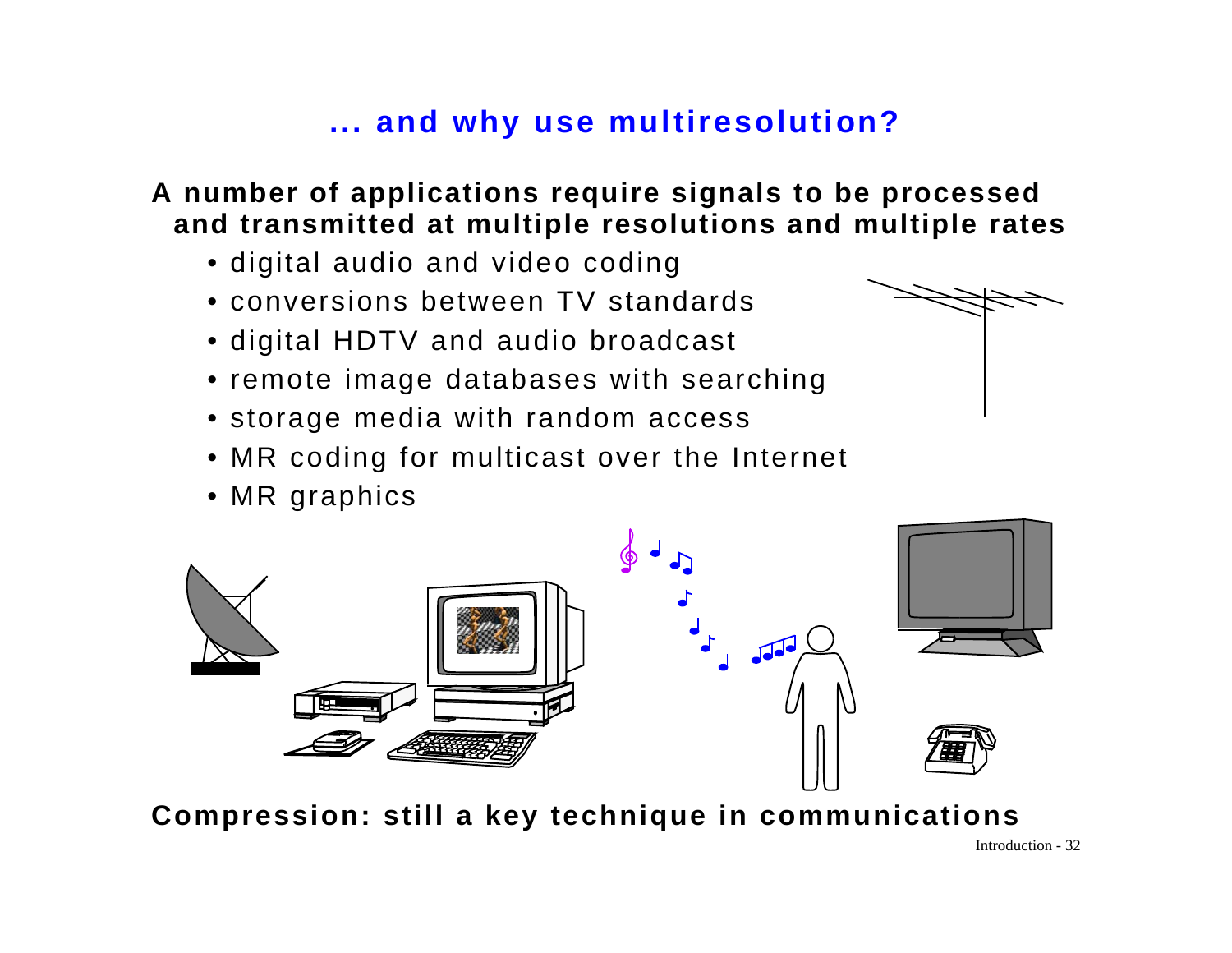# ... and why use multiresolution?

**A number of applications require signals to be processed and transmitted at multiple resolutions and multiple rates**

- digital audio and video coding
- conversions between TV standards
- digital HDTV and audio broadcast
- remote image databases with searching
- storage media with random access
- MR coding for multicast over the Internet
- MR graphics

**Compression: still a key technique in communications**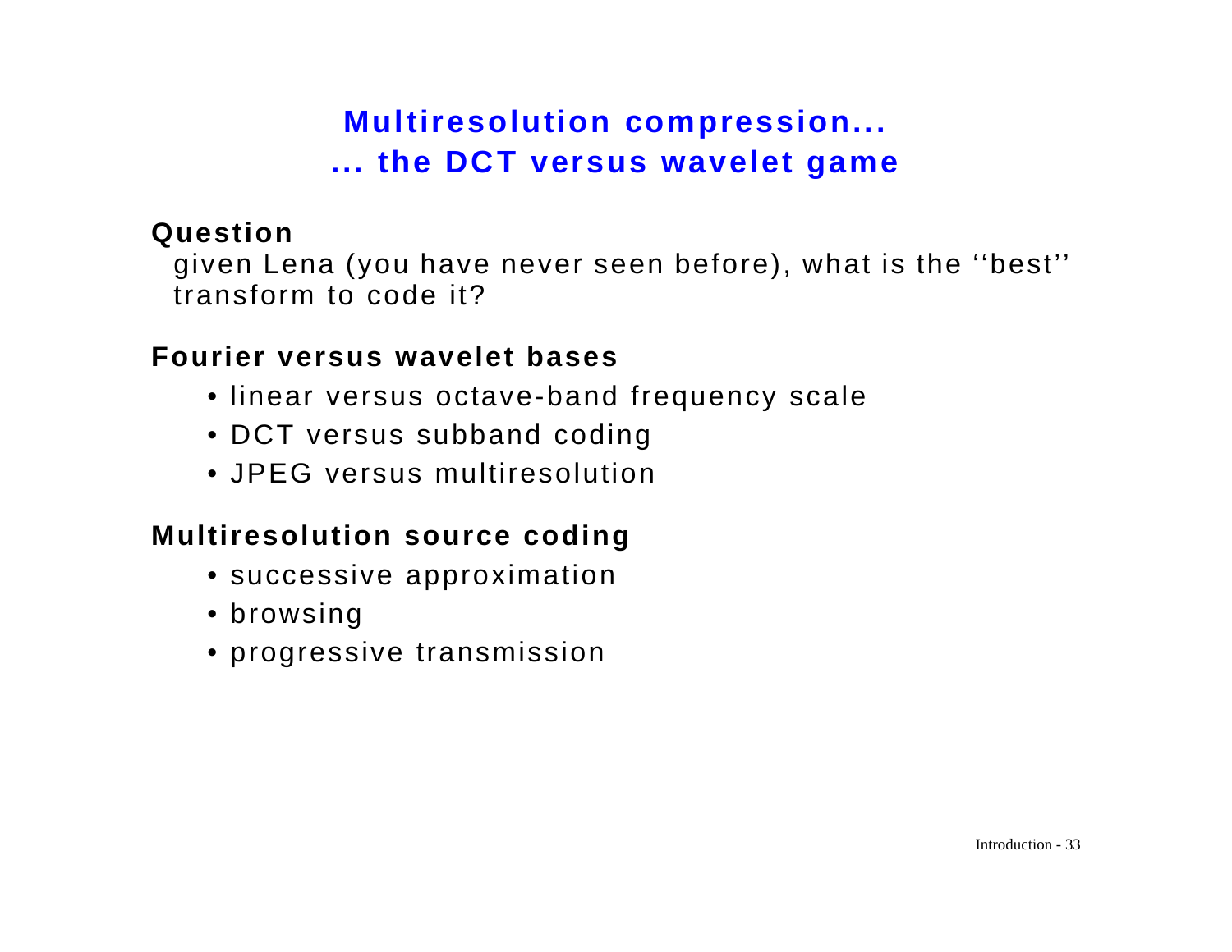# Multiresolution compression...
# ... the DCT versus wavelet game

**Question**

given Lena (you have never seen before), what is the ‘‘best’’ transform to code it?

**Fourier versus wavelet bases**

- linear versus octave-band frequency scale
- DCT versus subband coding
- JPEG versus multiresolution

**Multiresolution source coding**

- successive approximation
- browsing
- progressive transmission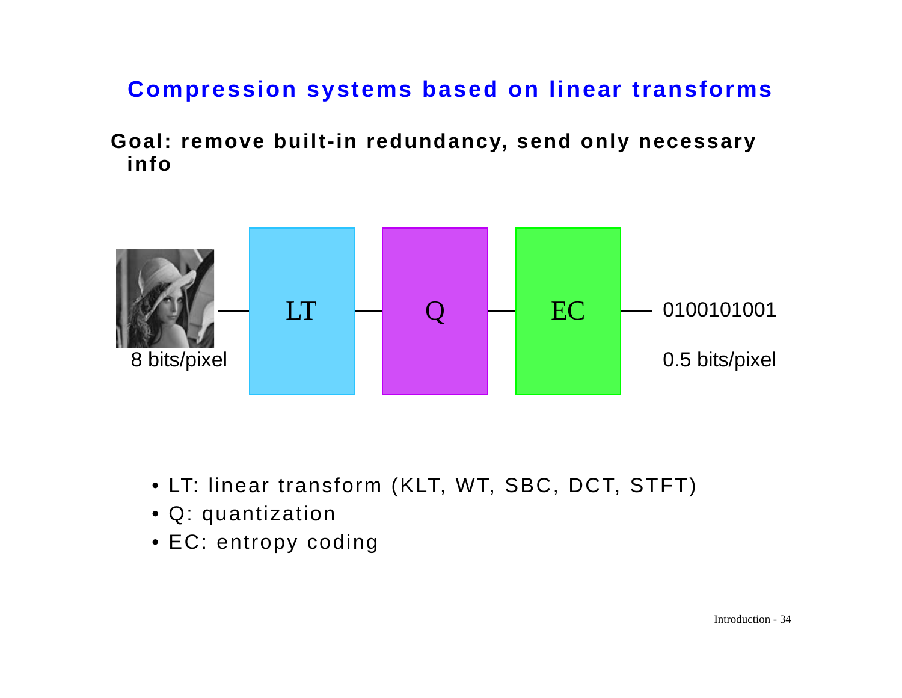## Compression systems based on linear transforms

**Goal: remove built-in redundancy, send only necessary info**

8 bits/pixel — LT — Q — EC — 0100101001

0.5 bits/pixel

- LT: linear transform (KLT, WT, SBC, DCT, STFT)
- Q: quantization
- EC: entropy coding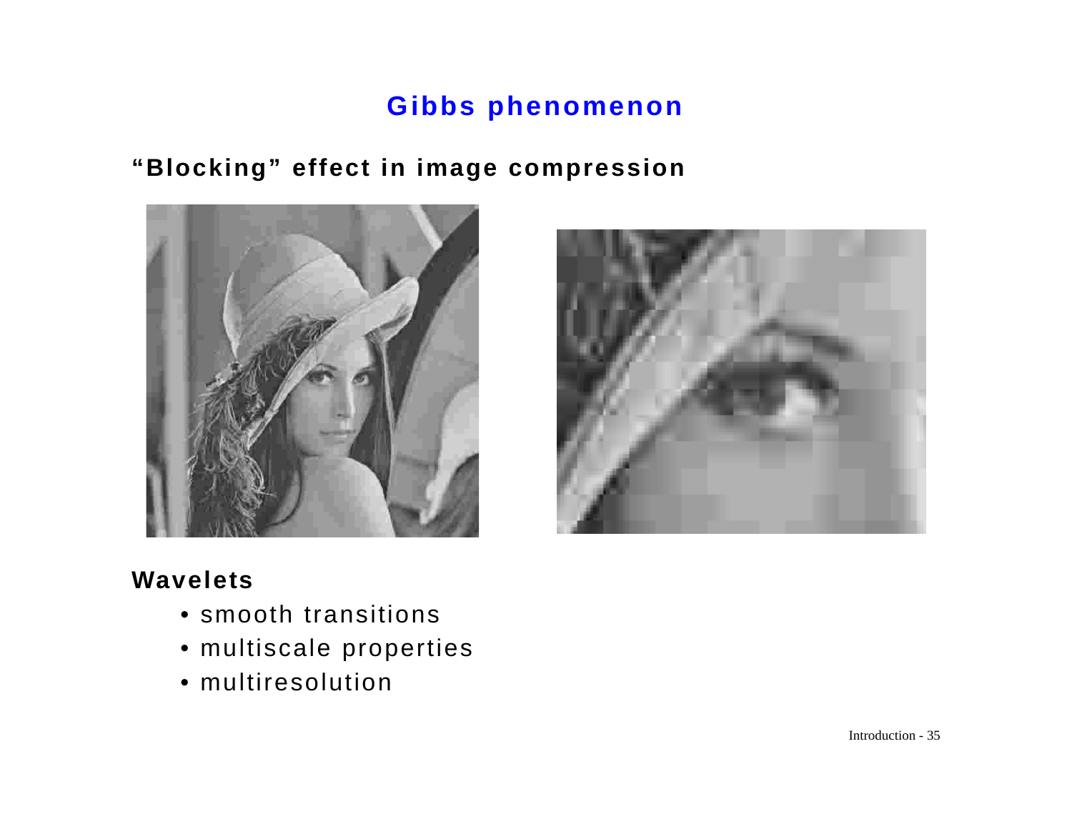# Gibbs phenomenon

## "Blocking" effect in image compression

## Wavelets

- smooth transitions
- multiscale properties
- multiresolution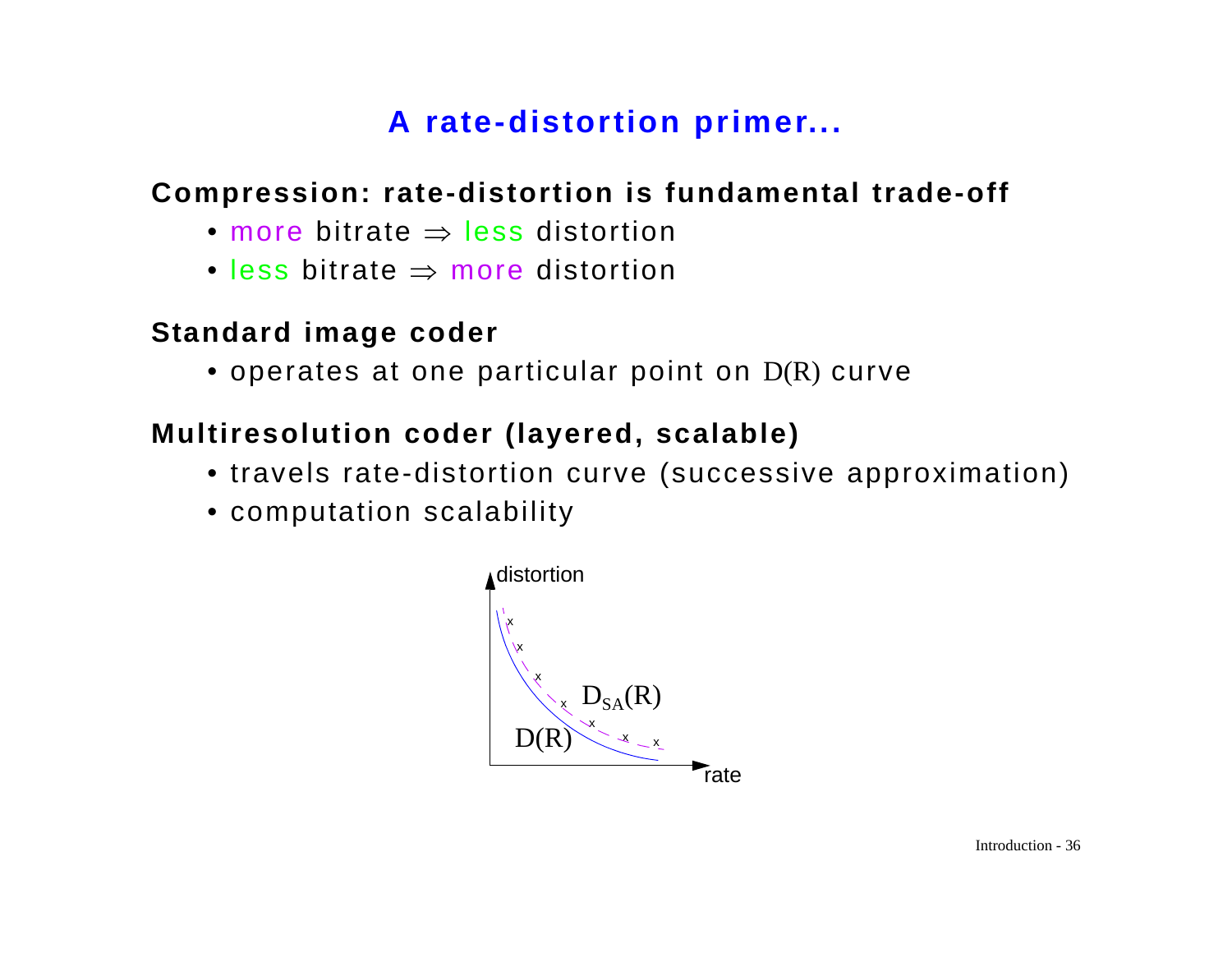# A rate-distortion primer...

**Compression: rate-distortion is fundamental trade-off**

- more bitrate ⇒ less distortion
- less bitrate ⇒ more distortion

**Standard image coder**

- operates at one particular point on $D(R)$ curve

**Multiresolution coder (layered, scalable)**

- travels rate-distortion curve (successive approximation)
- computation scalability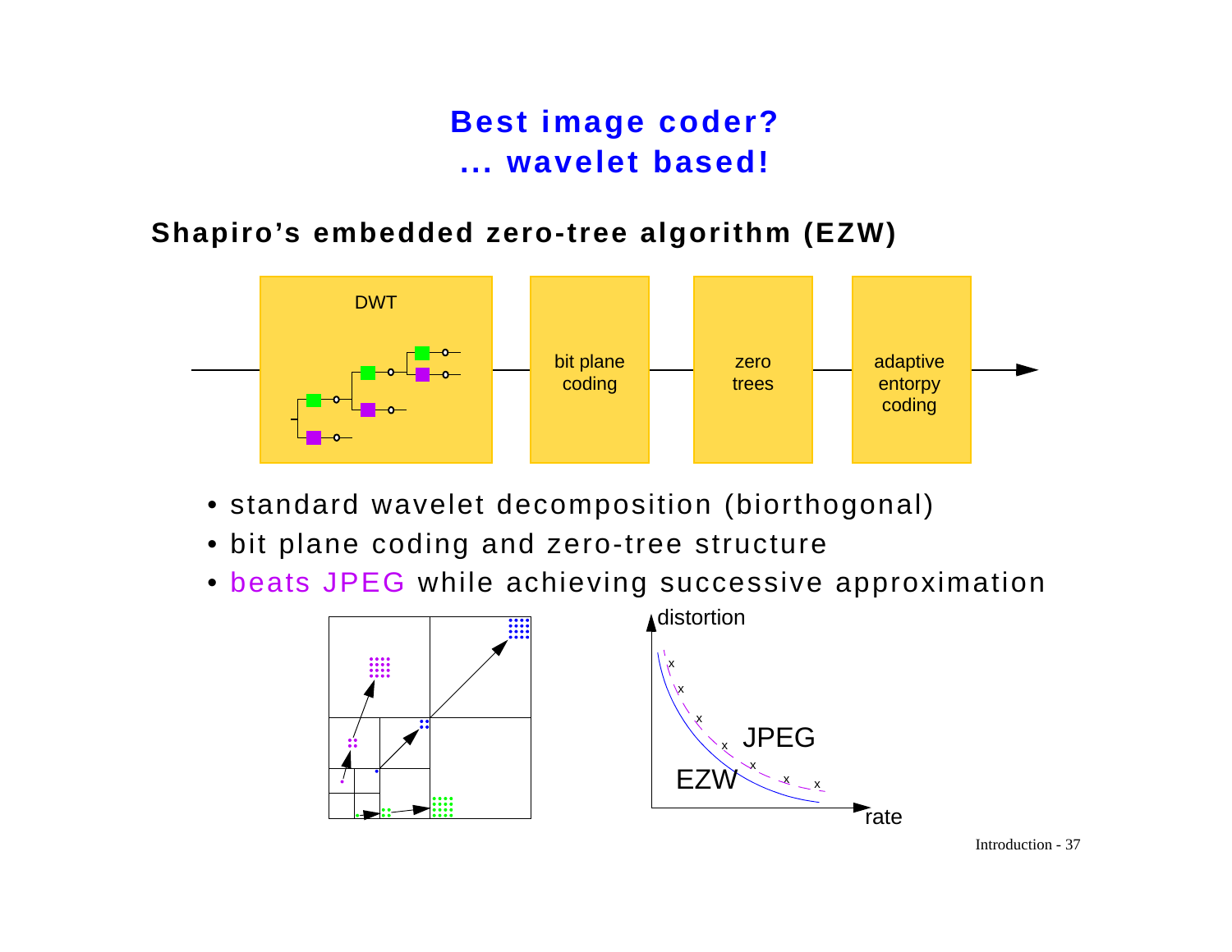# Best image coder?
# ... wavelet based!

## Shapiro's embedded zero-tree algorithm (EZW)

DWT → bit plane coding → zero trees → adaptive entorpy coding

- standard wavelet decomposition (biorthogonal)
- bit plane coding and zero-tree structure
- beats JPEG while achieving successive approximation

distortion

JPEG

EZW

rate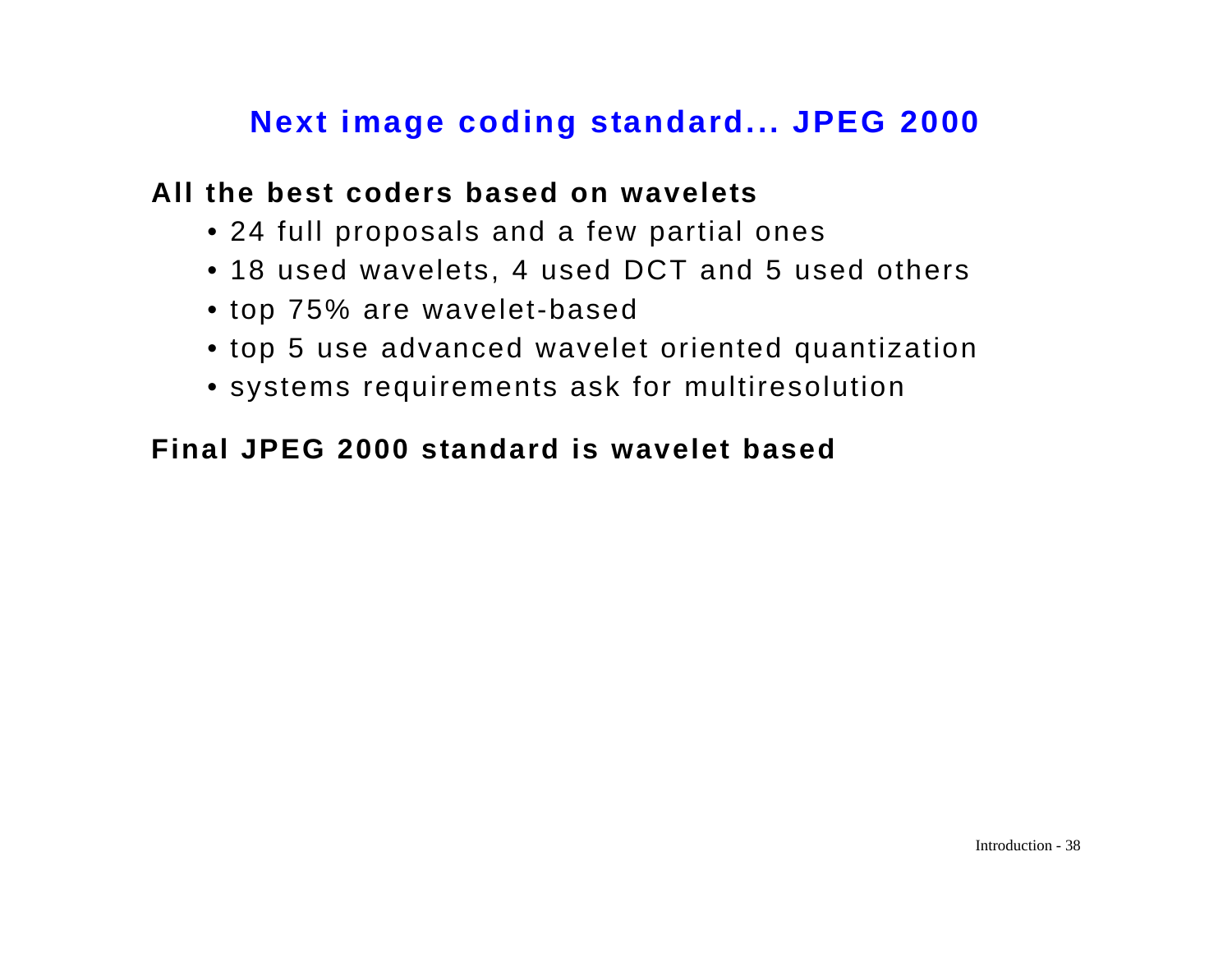# Next image coding standard... JPEG 2000

**All the best coders based on wavelets**

- 24 full proposals and a few partial ones
- 18 used wavelets, 4 used DCT and 5 used others
- top 75% are wavelet-based
- top 5 use advanced wavelet oriented quantization
- systems requirements ask for multiresolution

**Final JPEG 2000 standard is wavelet based**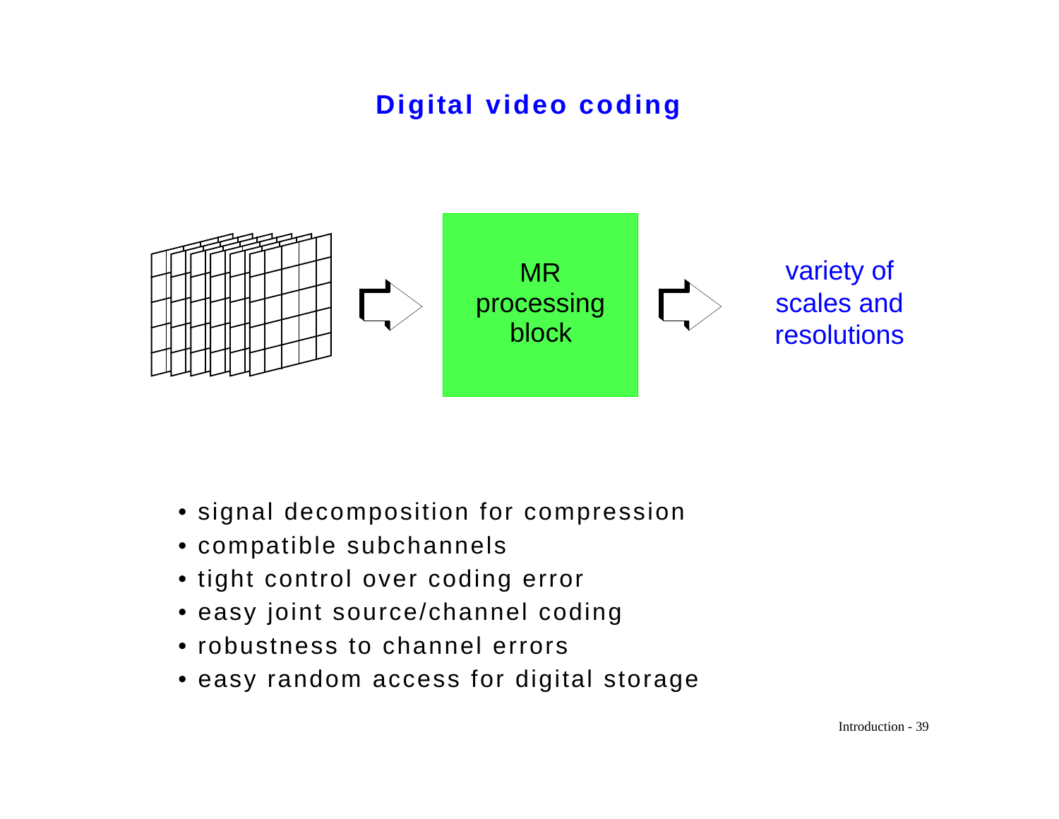# Digital video coding

MR processing block

variety of scales and resolutions

- signal decomposition for compression
- compatible subchannels
- tight control over coding error
- easy joint source/channel coding
- robustness to channel errors
- easy random access for digital storage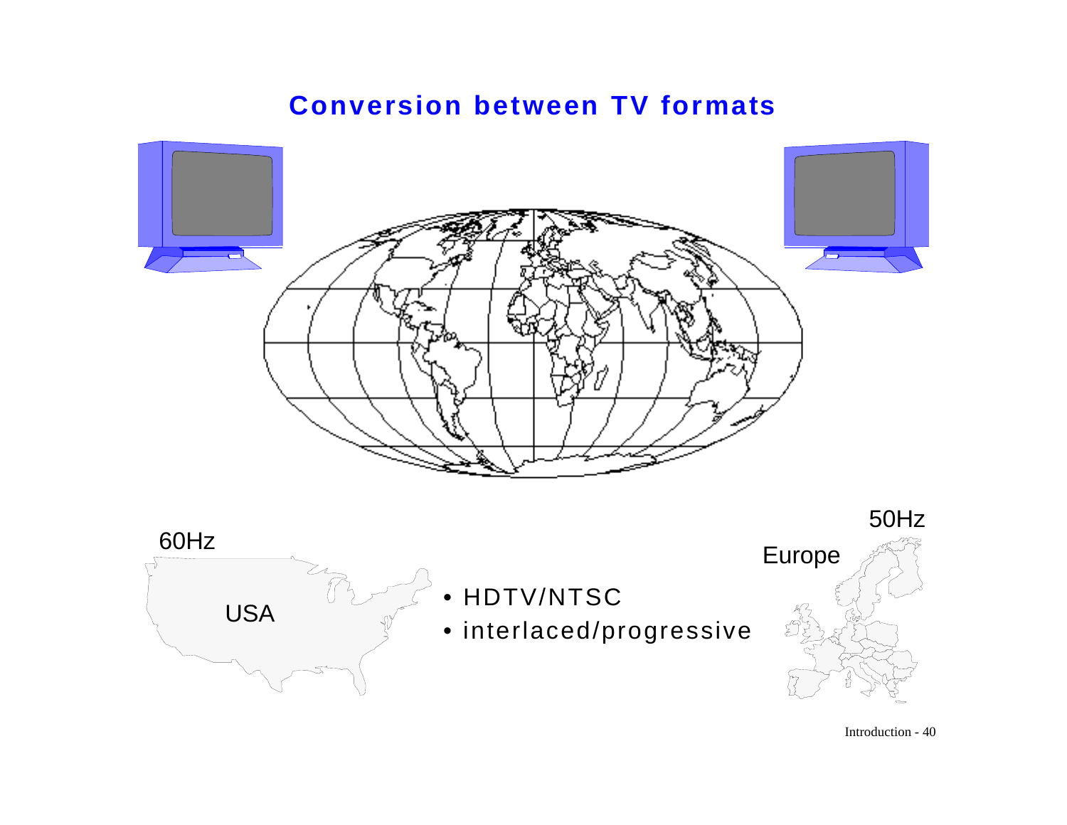# Conversion between TV formats

60Hz

USA

- HDTV/NTSC
- interlaced/progressive

50Hz

Europe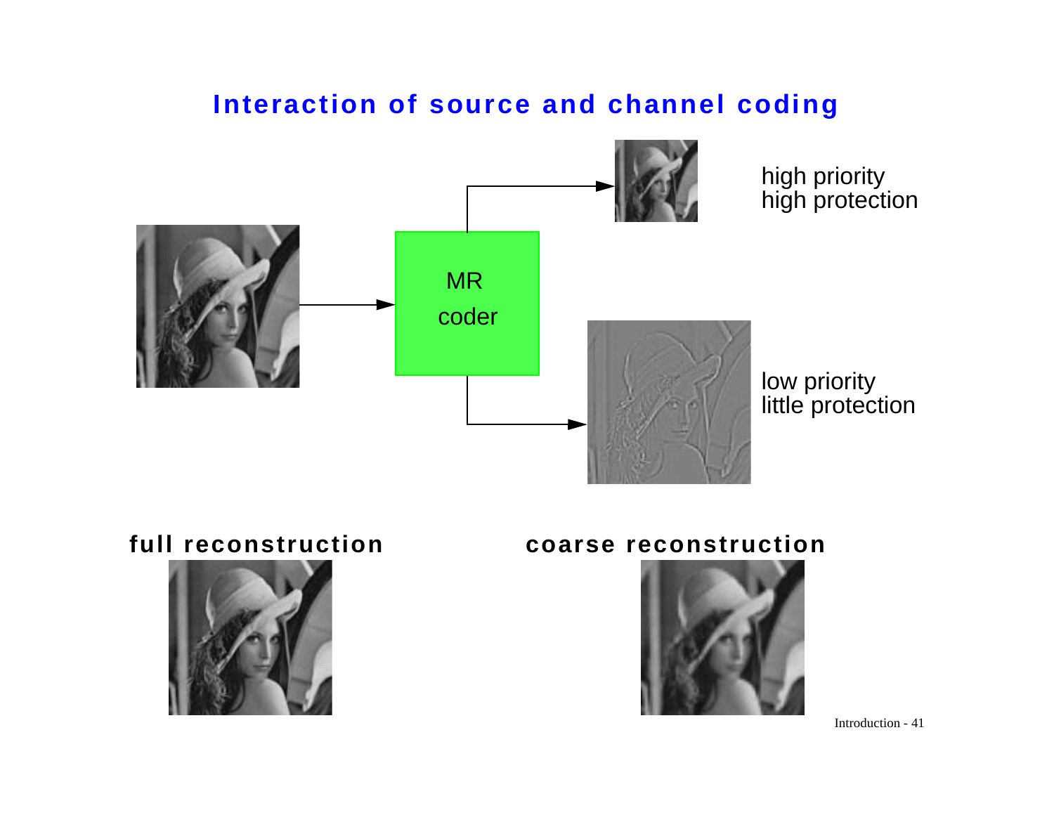# Interaction of source and channel coding

MR coder

high priority
high protection

low priority
little protection

**full reconstruction**

**coarse reconstruction**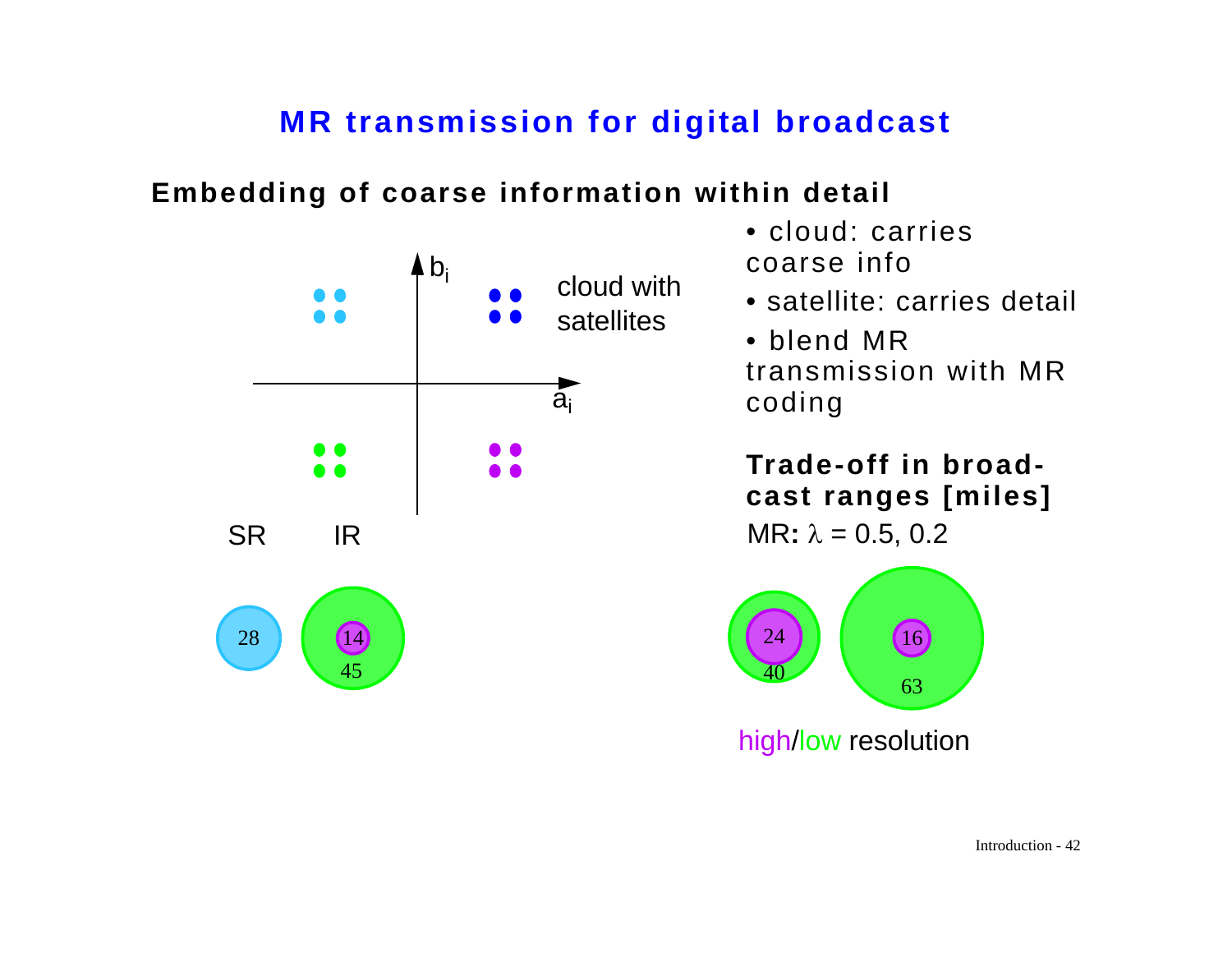# MR transmission for digital broadcast

## Embedding of coarse information within detail

$b_i$

cloud with satellites

$a_i$

SR IR

28

14

45

- cloud: carries coarse info
- satellite: carries detail
- blend MR transmission with MR coding

**Trade-off in broad-cast ranges [miles]**

MR**:** $\lambda = 0.5, 0.2$

24

40

16

63

high/low resolution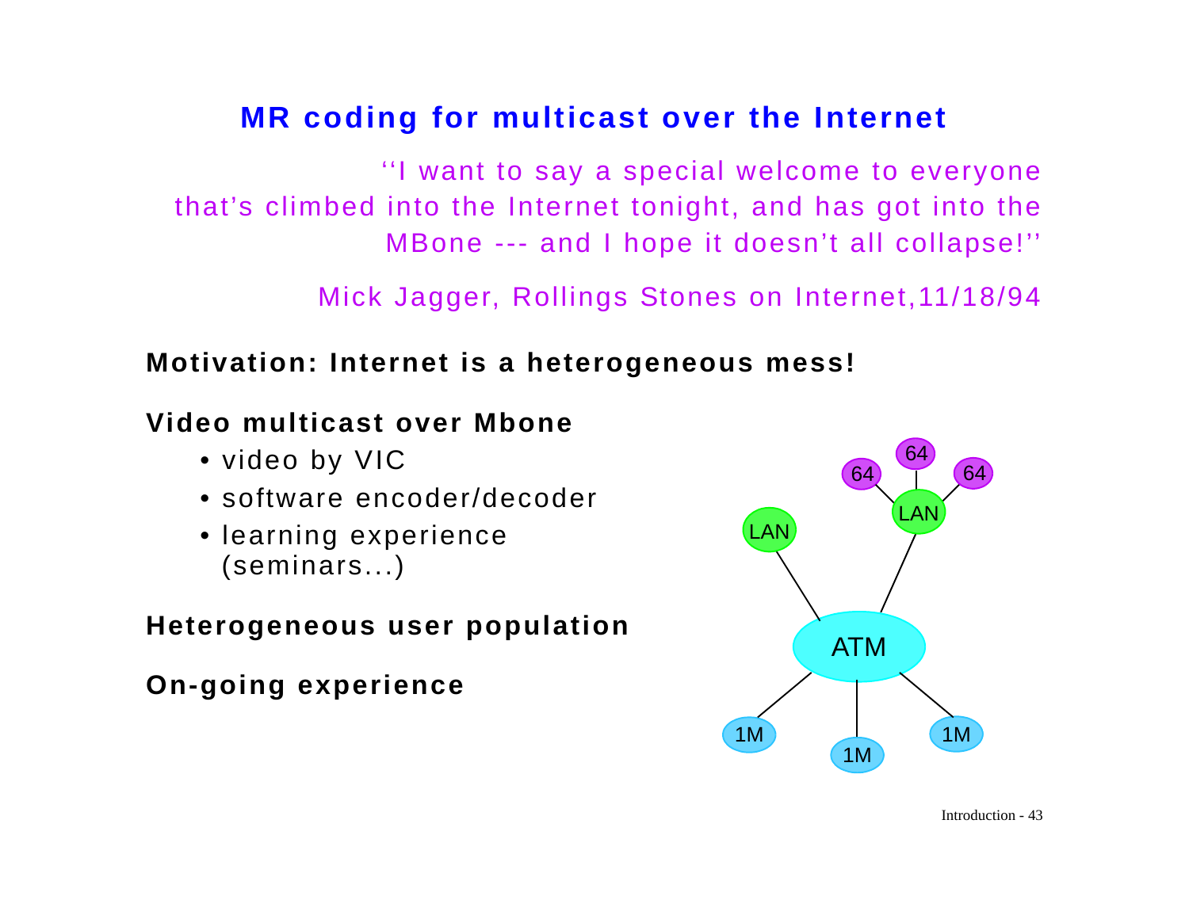# MR coding for multicast over the Internet

''I want to say a special welcome to everyone that's climbed into the Internet tonight, and has got into the MBone --- and I hope it doesn't all collapse!''

Mick Jagger, Rollings Stones on Internet,11/18/94

**Motivation: Internet is a heterogeneous mess!**

**Video multicast over Mbone**

- video by VIC
- software encoder/decoder
- learning experience (seminars...)

**Heterogeneous user population**

**On-going experience**

LAN

64 64 64

LAN

ATM

1M 1M 1M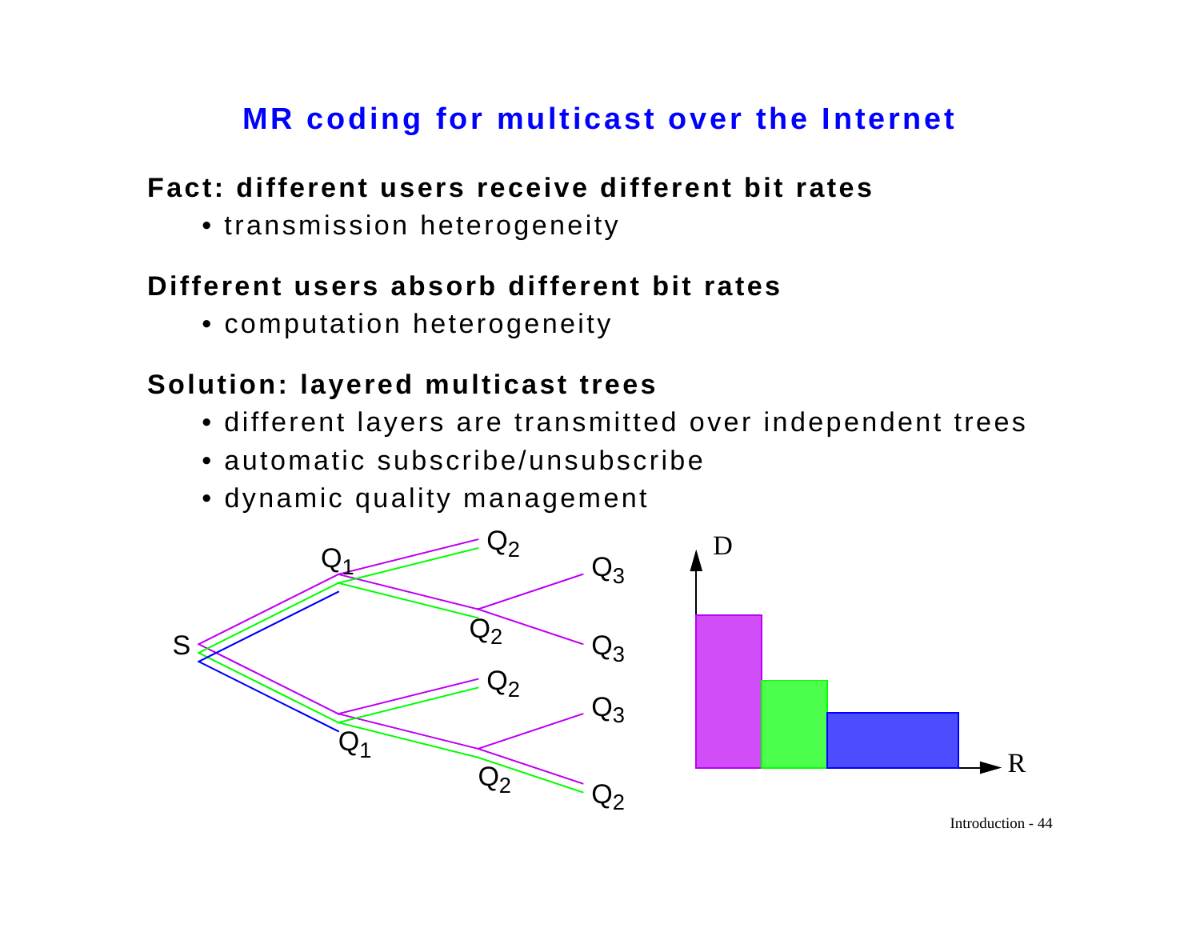# MR coding for multicast over the Internet

**Fact: different users receive different bit rates**

- transmission heterogeneity

**Different users absorb different bit rates**

- computation heterogeneity

**Solution: layered multicast trees**

- different layers are transmitted over independent trees
- automatic subscribe/unsubscribe
- dynamic quality management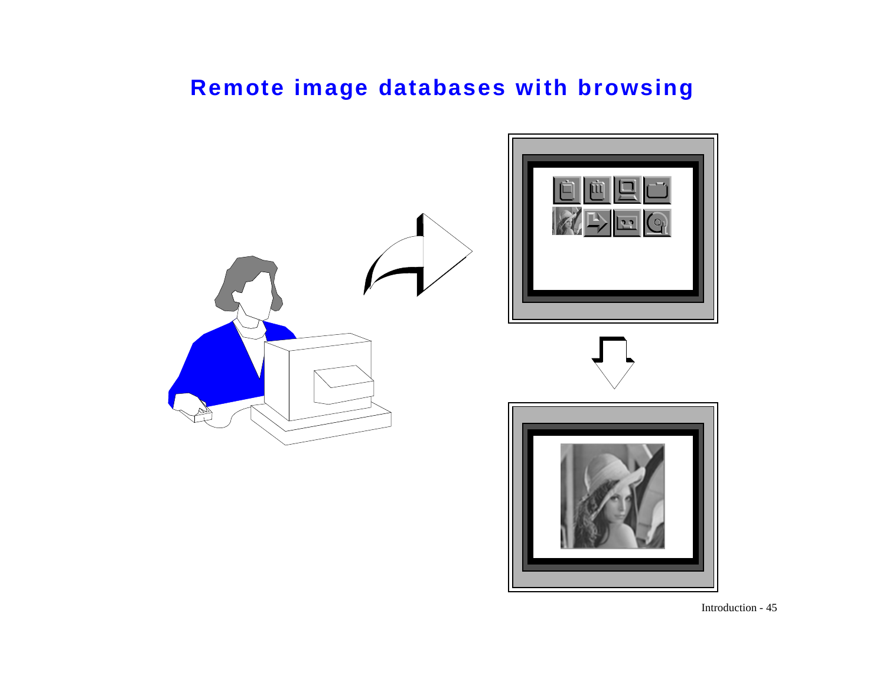# Remote image databases with browsing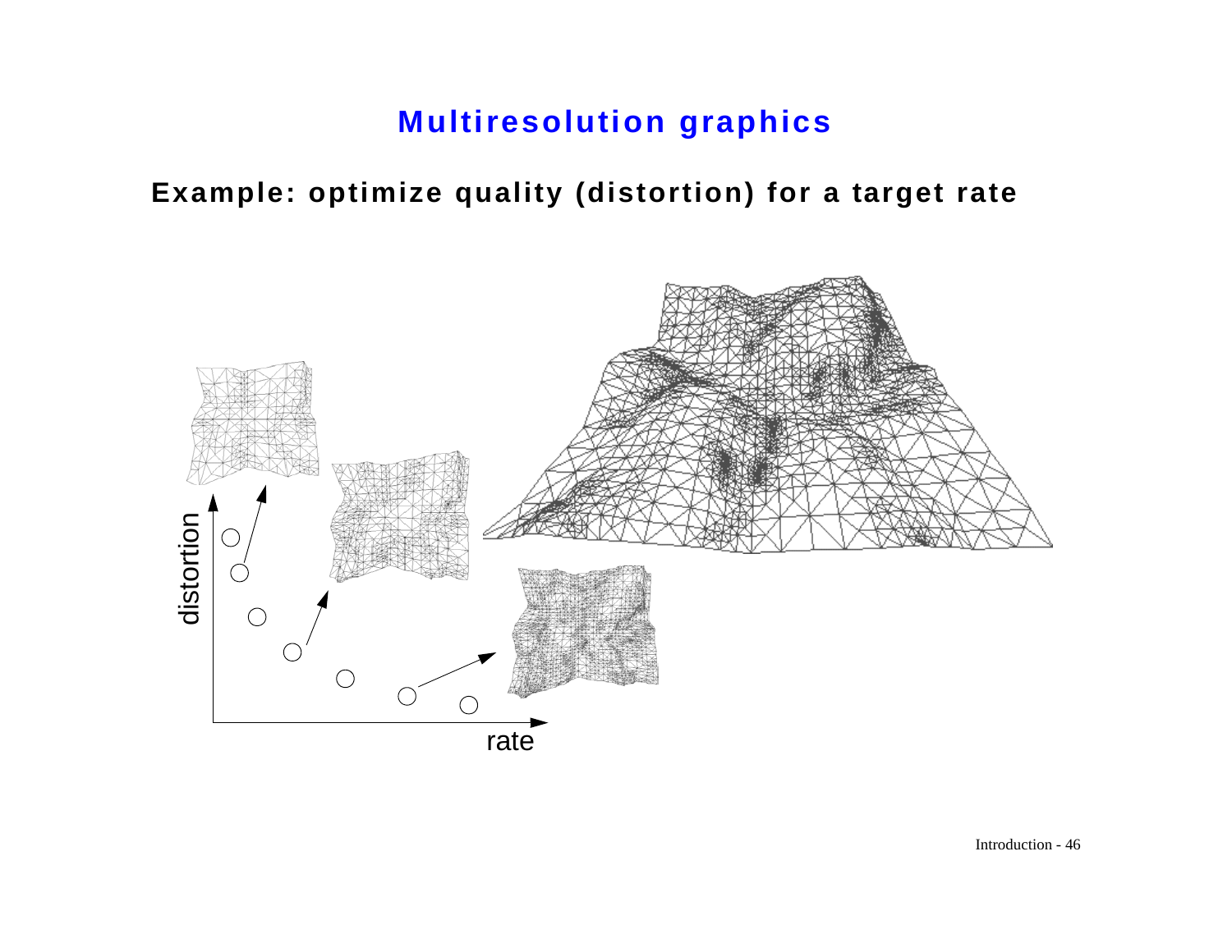# Multiresolution graphics

**Example: optimize quality (distortion) for a target rate**

distortion

rate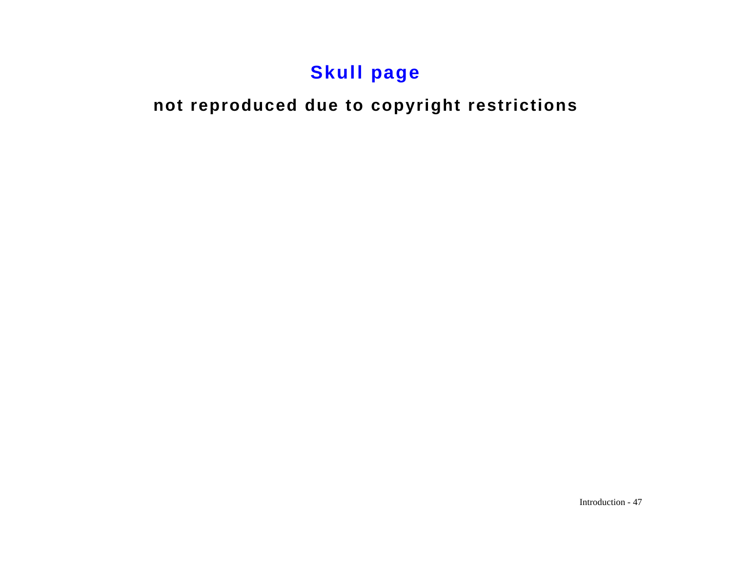# Skull page

**not reproduced due to copyright restrictions**